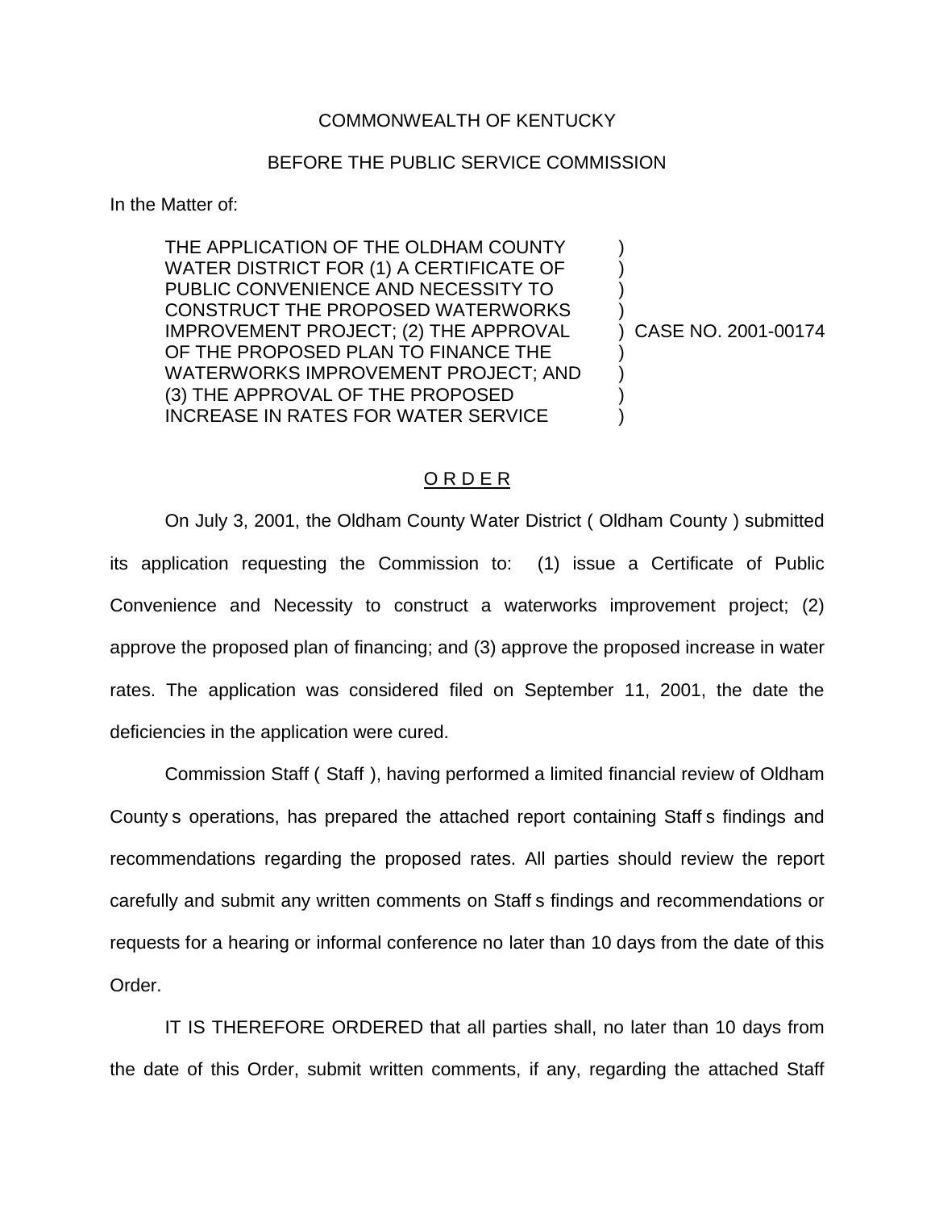COMMONWEALTH OF KENTUCKY

BEFORE THE PUBLIC SERVICE COMMISSION

In the Matter of:

| | |
|---|---|
| THE APPLICATION OF THE OLDHAM COUNTY WATER DISTRICT FOR (1) A CERTIFICATE OF PUBLIC CONVENIENCE AND NECESSITY TO CONSTRUCT THE PROPOSED WATERWORKS IMPROVEMENT PROJECT; (2) THE APPROVAL OF THE PROPOSED PLAN TO FINANCE THE WATERWORKS IMPROVEMENT PROJECT; AND (3) THE APPROVAL OF THE PROPOSED INCREASE IN RATES FOR WATER SERVICE | ) CASE NO. 2001-00174 |

O R D E R

On July 3, 2001, the Oldham County Water District ( Oldham County ) submitted its application requesting the Commission to: (1) issue a Certificate of Public Convenience and Necessity to construct a waterworks improvement project; (2) approve the proposed plan of financing; and (3) approve the proposed increase in water rates. The application was considered filed on September 11, 2001, the date the deficiencies in the application were cured.

Commission Staff ( Staff ), having performed a limited financial review of Oldham County s operations, has prepared the attached report containing Staff s findings and recommendations regarding the proposed rates. All parties should review the report carefully and submit any written comments on Staff s findings and recommendations or requests for a hearing or informal conference no later than 10 days from the date of this Order.

IT IS THEREFORE ORDERED that all parties shall, no later than 10 days from the date of this Order, submit written comments, if any, regarding the attached Staff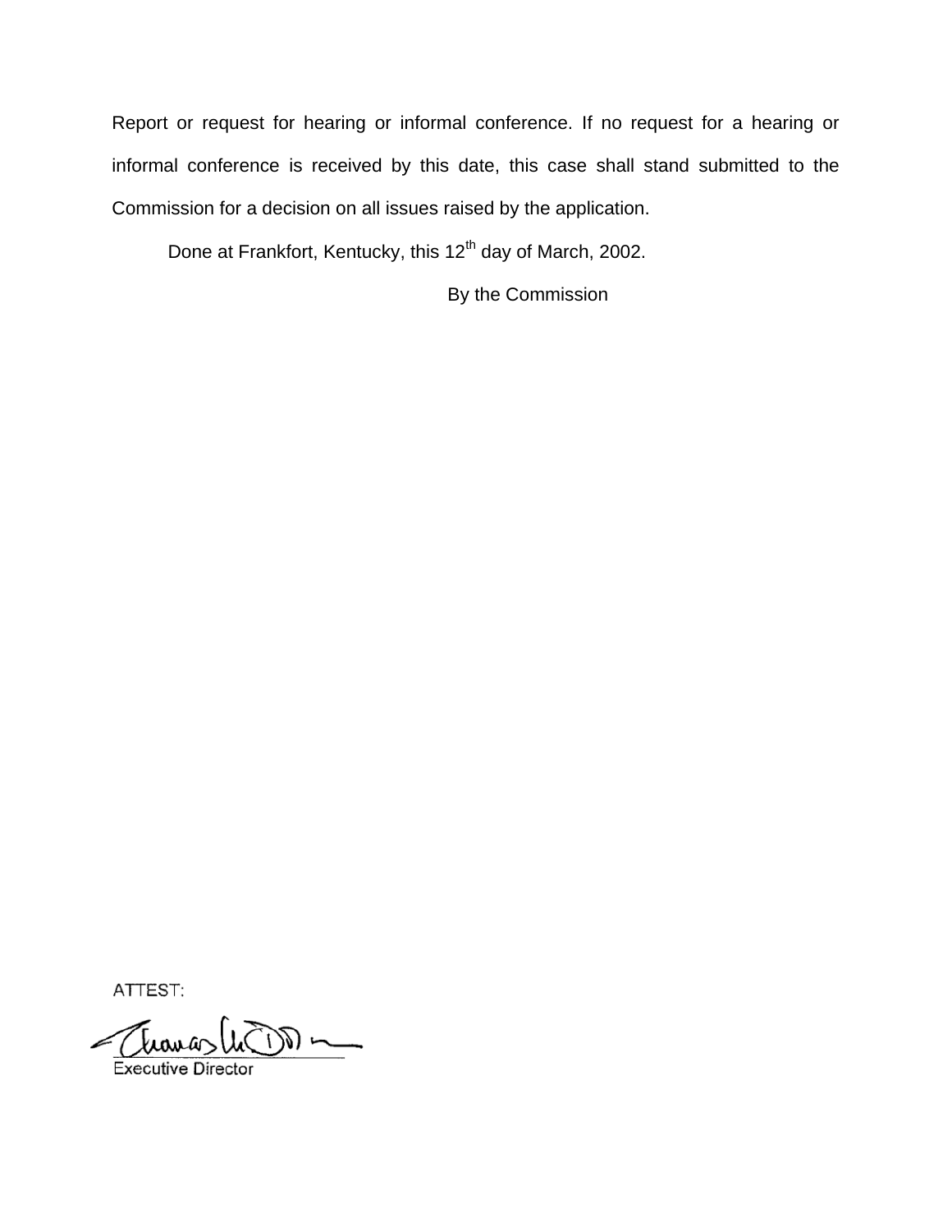Report or request for hearing or informal conference. If no request for a hearing or informal conference is received by this date, this case shall stand submitted to the Commission for a decision on all issues raised by the application.

Done at Frankfort, Kentucky, this 12th day of March, 2002.

By the Commission

ATTEST:

Executive Director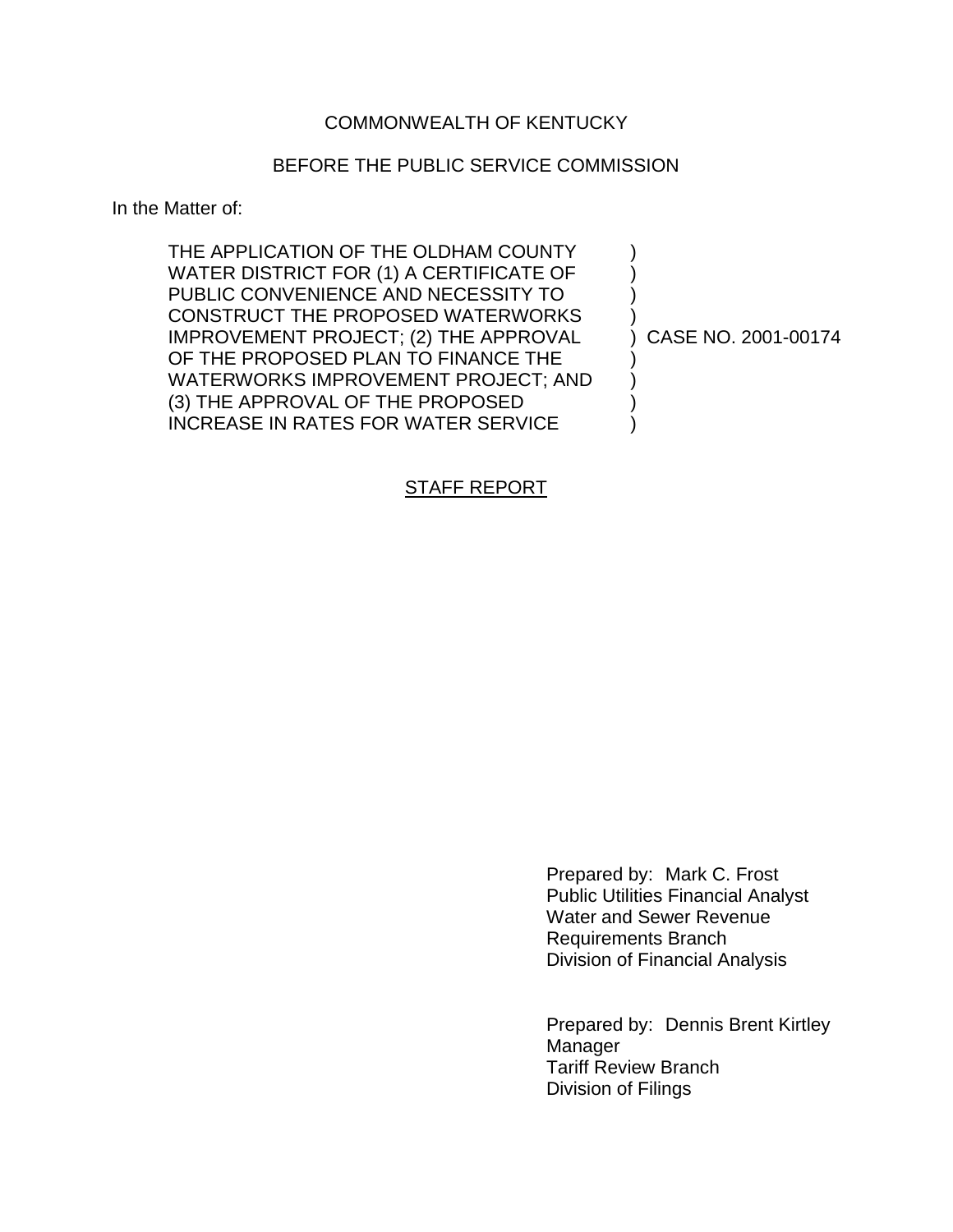COMMONWEALTH OF KENTUCKY

BEFORE THE PUBLIC SERVICE COMMISSION

In the Matter of:

| | | |
|---|---|---|
| THE APPLICATION OF THE OLDHAM COUNTY WATER DISTRICT FOR (1) A CERTIFICATE OF PUBLIC CONVENIENCE AND NECESSITY TO CONSTRUCT THE PROPOSED WATERWORKS IMPROVEMENT PROJECT; (2) THE APPROVAL OF THE PROPOSED PLAN TO FINANCE THE WATERWORKS IMPROVEMENT PROJECT; AND (3) THE APPROVAL OF THE PROPOSED INCREASE IN RATES FOR WATER SERVICE | ) | CASE NO. 2001-00174 |

STAFF REPORT

Prepared by: Mark C. Frost
Public Utilities Financial Analyst
Water and Sewer Revenue Requirements Branch
Division of Financial Analysis

Prepared by: Dennis Brent Kirtley
Manager
Tariff Review Branch
Division of Filings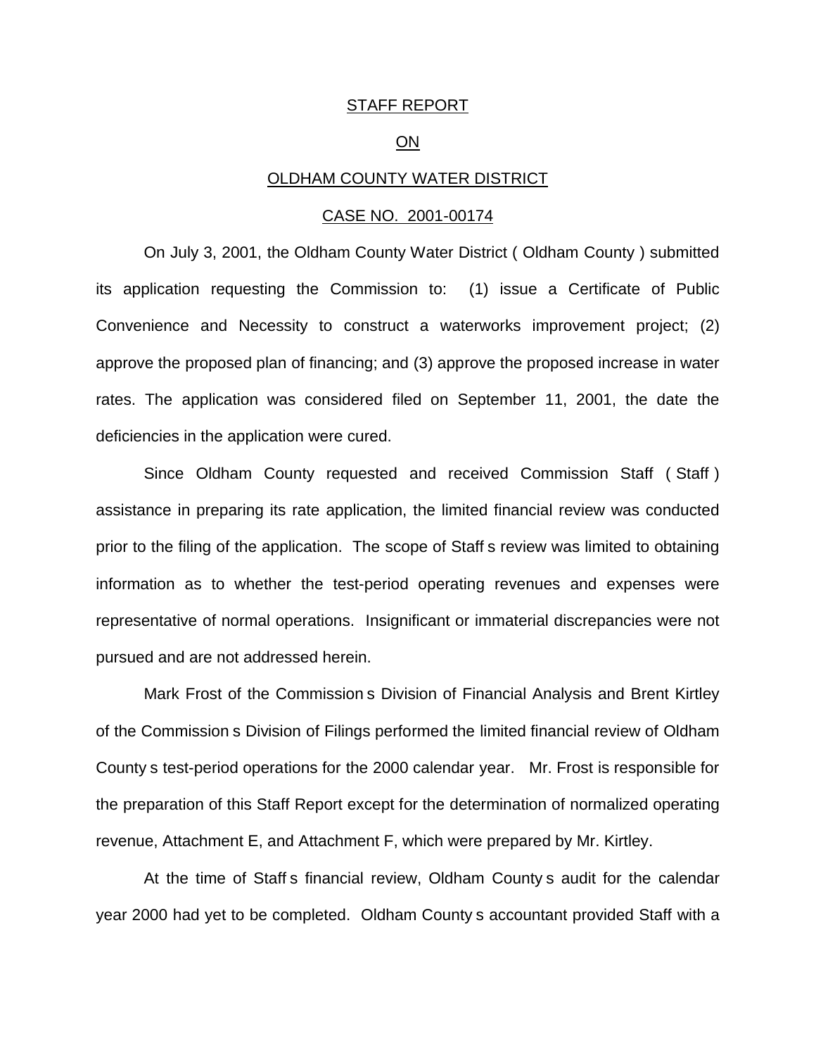STAFF REPORT

ON

OLDHAM COUNTY WATER DISTRICT

CASE NO. 2001-00174

On July 3, 2001, the Oldham County Water District ( Oldham County ) submitted its application requesting the Commission to: (1) issue a Certificate of Public Convenience and Necessity to construct a waterworks improvement project; (2) approve the proposed plan of financing; and (3) approve the proposed increase in water rates. The application was considered filed on September 11, 2001, the date the deficiencies in the application were cured.

Since Oldham County requested and received Commission Staff ( Staff ) assistance in preparing its rate application, the limited financial review was conducted prior to the filing of the application. The scope of Staff s review was limited to obtaining information as to whether the test-period operating revenues and expenses were representative of normal operations. Insignificant or immaterial discrepancies were not pursued and are not addressed herein.

Mark Frost of the Commission s Division of Financial Analysis and Brent Kirtley of the Commission s Division of Filings performed the limited financial review of Oldham County s test-period operations for the 2000 calendar year. Mr. Frost is responsible for the preparation of this Staff Report except for the determination of normalized operating revenue, Attachment E, and Attachment F, which were prepared by Mr. Kirtley.

At the time of Staff s financial review, Oldham County s audit for the calendar year 2000 had yet to be completed. Oldham County s accountant provided Staff with a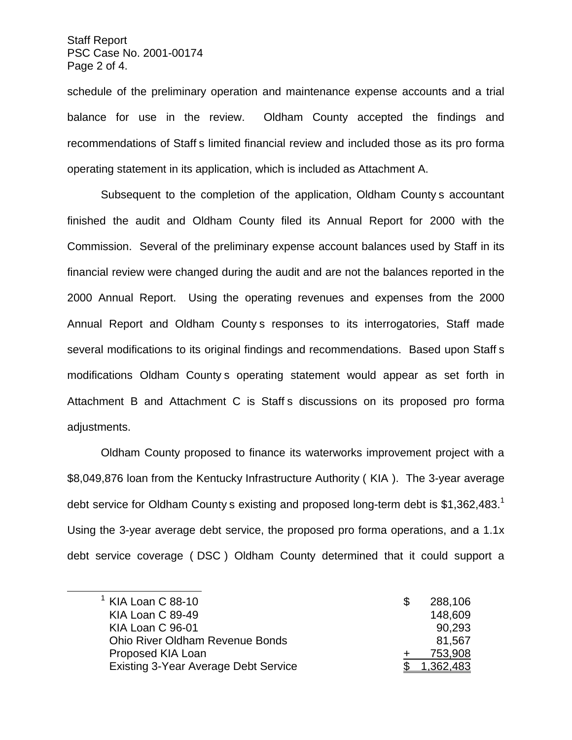schedule of the preliminary operation and maintenance expense accounts and a trial balance for use in the review. Oldham County accepted the findings and recommendations of Staff s limited financial review and included those as its pro forma operating statement in its application, which is included as Attachment A.

Subsequent to the completion of the application, Oldham County s accountant finished the audit and Oldham County filed its Annual Report for 2000 with the Commission. Several of the preliminary expense account balances used by Staff in its financial review were changed during the audit and are not the balances reported in the 2000 Annual Report. Using the operating revenues and expenses from the 2000 Annual Report and Oldham County s responses to its interrogatories, Staff made several modifications to its original findings and recommendations. Based upon Staff s modifications Oldham County s operating statement would appear as set forth in Attachment B and Attachment C is Staff s discussions on its proposed pro forma adjustments.

Oldham County proposed to finance its waterworks improvement project with a $8,049,876 loan from the Kentucky Infrastructure Authority ( KIA ). The 3-year average debt service for Oldham County s existing and proposed long-term debt is $1,362,483.[1] Using the 3-year average debt service, the proposed pro forma operations, and a 1.1x debt service coverage ( DSC ) Oldham County determined that it could support a

---

[1]

| | | |
|---|---|---|
| KIA Loan C 88-10 | $ | 288,106 |
| KIA Loan C 89-49 | | 148,609 |
| KIA Loan C 96-01 | | 90,293 |
| Ohio River Oldham Revenue Bonds | | 81,567 |
| Proposed KIA Loan | + | 753,908 |
| Existing 3-Year Average Debt Service | $ | 1,362,483 |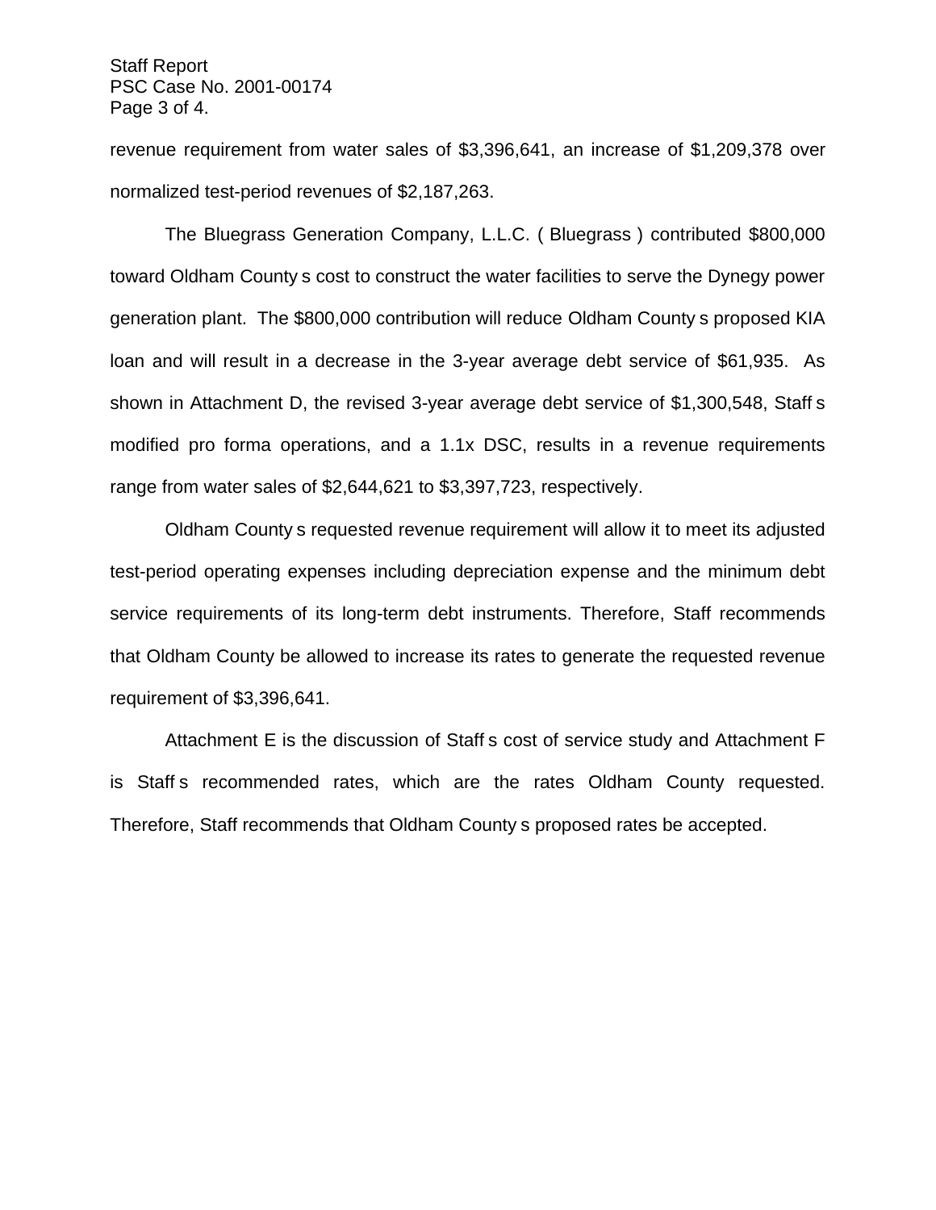revenue requirement from water sales of $3,396,641, an increase of $1,209,378 over normalized test-period revenues of $2,187,263.

The Bluegrass Generation Company, L.L.C. ( Bluegrass ) contributed $800,000 toward Oldham County s cost to construct the water facilities to serve the Dynegy power generation plant. The $800,000 contribution will reduce Oldham County s proposed KIA loan and will result in a decrease in the 3-year average debt service of $61,935. As shown in Attachment D, the revised 3-year average debt service of $1,300,548, Staff s modified pro forma operations, and a 1.1x DSC, results in a revenue requirements range from water sales of $2,644,621 to $3,397,723, respectively.

Oldham County s requested revenue requirement will allow it to meet its adjusted test-period operating expenses including depreciation expense and the minimum debt service requirements of its long-term debt instruments. Therefore, Staff recommends that Oldham County be allowed to increase its rates to generate the requested revenue requirement of $3,396,641.

Attachment E is the discussion of Staff s cost of service study and Attachment F is Staff s recommended rates, which are the rates Oldham County requested. Therefore, Staff recommends that Oldham County s proposed rates be accepted.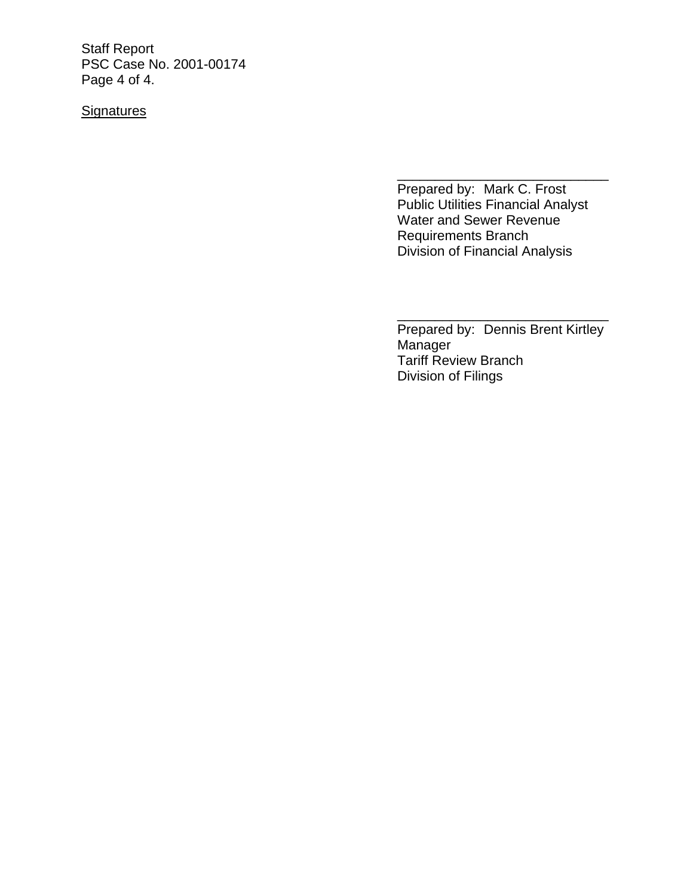Signatures

\_\_\_\_\_\_\_\_\_\_\_\_\_\_\_\_\_\_\_\_\_\_\_\_\_\_\_\_\_\_
Prepared by: Mark C. Frost
Public Utilities Financial Analyst
Water and Sewer Revenue
Requirements Branch
Division of Financial Analysis

\_\_\_\_\_\_\_\_\_\_\_\_\_\_\_\_\_\_\_\_\_\_\_\_\_\_\_\_\_\_
Prepared by: Dennis Brent Kirtley
Manager
Tariff Review Branch
Division of Filings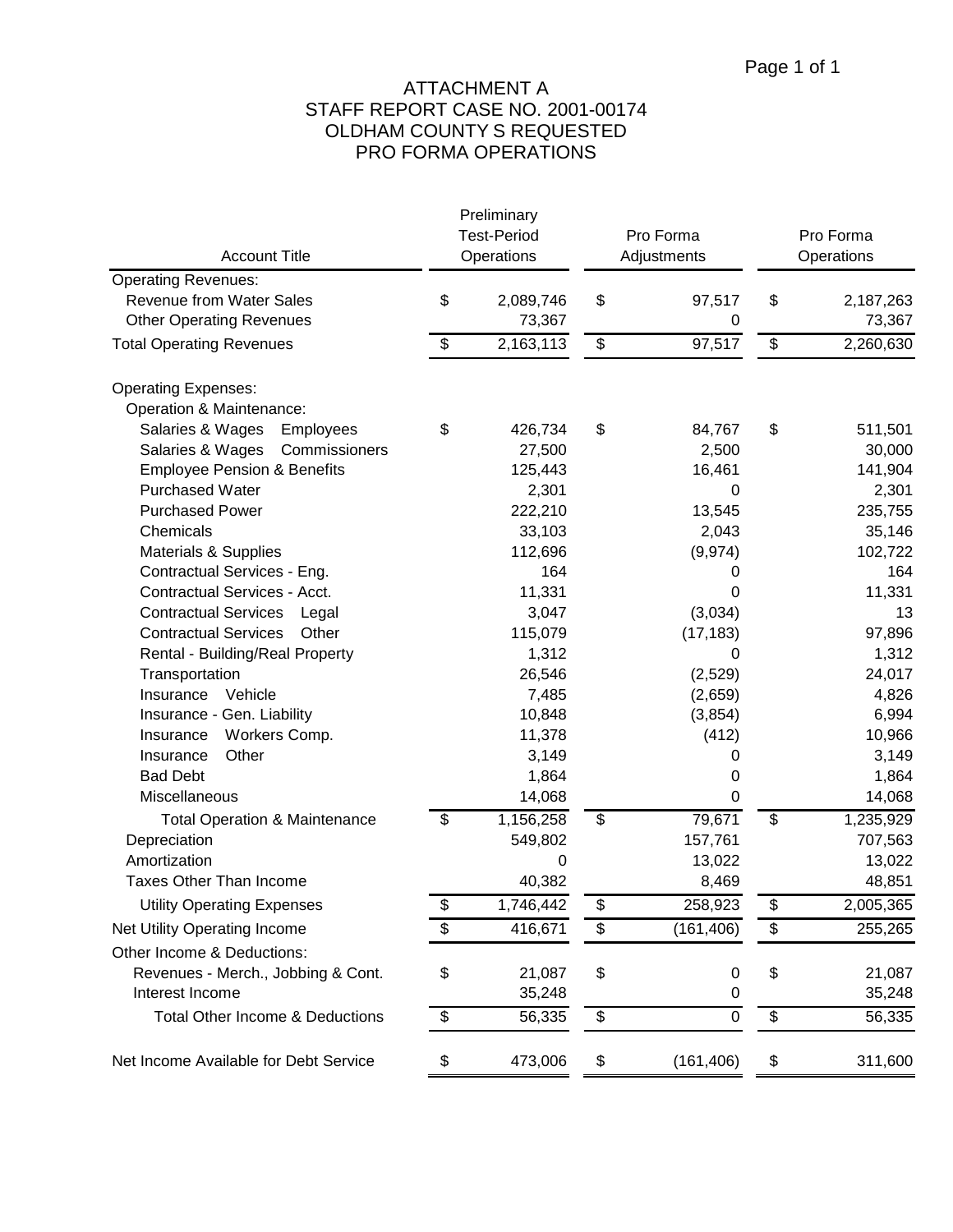# ATTACHMENT A
## STAFF REPORT CASE NO. 2001-00174
## OLDHAM COUNTY S REQUESTED
## PRO FORMA OPERATIONS

| Account Title | Preliminary Test-Period Operations | Pro Forma Adjustments | Pro Forma Operations |
|---|---|---|---|
| Operating Revenues: | | | |
| Revenue from Water Sales | $ 2,089,746 | $ 97,517 | $ 2,187,263 |
| Other Operating Revenues | 73,367 | 0 | 73,367 |
| Total Operating Revenues | $ 2,163,113 | $ 97,517 | $ 2,260,630 |
| | | | |
| Operating Expenses: | | | |
| Operation & Maintenance: | | | |
| Salaries & Wages Employees | $ 426,734 | $ 84,767 | $ 511,501 |
| Salaries & Wages Commissioners | 27,500 | 2,500 | 30,000 |
| Employee Pension & Benefits | 125,443 | 16,461 | 141,904 |
| Purchased Water | 2,301 | 0 | 2,301 |
| Purchased Power | 222,210 | 13,545 | 235,755 |
| Chemicals | 33,103 | 2,043 | 35,146 |
| Materials & Supplies | 112,696 | (9,974) | 102,722 |
| Contractual Services - Eng. | 164 | 0 | 164 |
| Contractual Services - Acct. | 11,331 | 0 | 11,331 |
| Contractual Services Legal | 3,047 | (3,034) | 13 |
| Contractual Services Other | 115,079 | (17,183) | 97,896 |
| Rental - Building/Real Property | 1,312 | 0 | 1,312 |
| Transportation | 26,546 | (2,529) | 24,017 |
| Insurance Vehicle | 7,485 | (2,659) | 4,826 |
| Insurance - Gen. Liability | 10,848 | (3,854) | 6,994 |
| Insurance Workers Comp. | 11,378 | (412) | 10,966 |
| Insurance Other | 3,149 | 0 | 3,149 |
| Bad Debt | 1,864 | 0 | 1,864 |
| Miscellaneous | 14,068 | 0 | 14,068 |
| Total Operation & Maintenance | $ 1,156,258 | $ 79,671 | $ 1,235,929 |
| Depreciation | 549,802 | 157,761 | 707,563 |
| Amortization | 0 | 13,022 | 13,022 |
| Taxes Other Than Income | 40,382 | 8,469 | 48,851 |
| Utility Operating Expenses | $ 1,746,442 | $ 258,923 | $ 2,005,365 |
| Net Utility Operating Income | $ 416,671 | $ (161,406) | $ 255,265 |
| Other Income & Deductions: | | | |
| Revenues - Merch., Jobbing & Cont. | $ 21,087 | $ 0 | $ 21,087 |
| Interest Income | 35,248 | 0 | 35,248 |
| Total Other Income & Deductions | $ 56,335 | $ 0 | $ 56,335 |
| | | | |
| Net Income Available for Debt Service | $ 473,006 | $ (161,406) | $ 311,600 |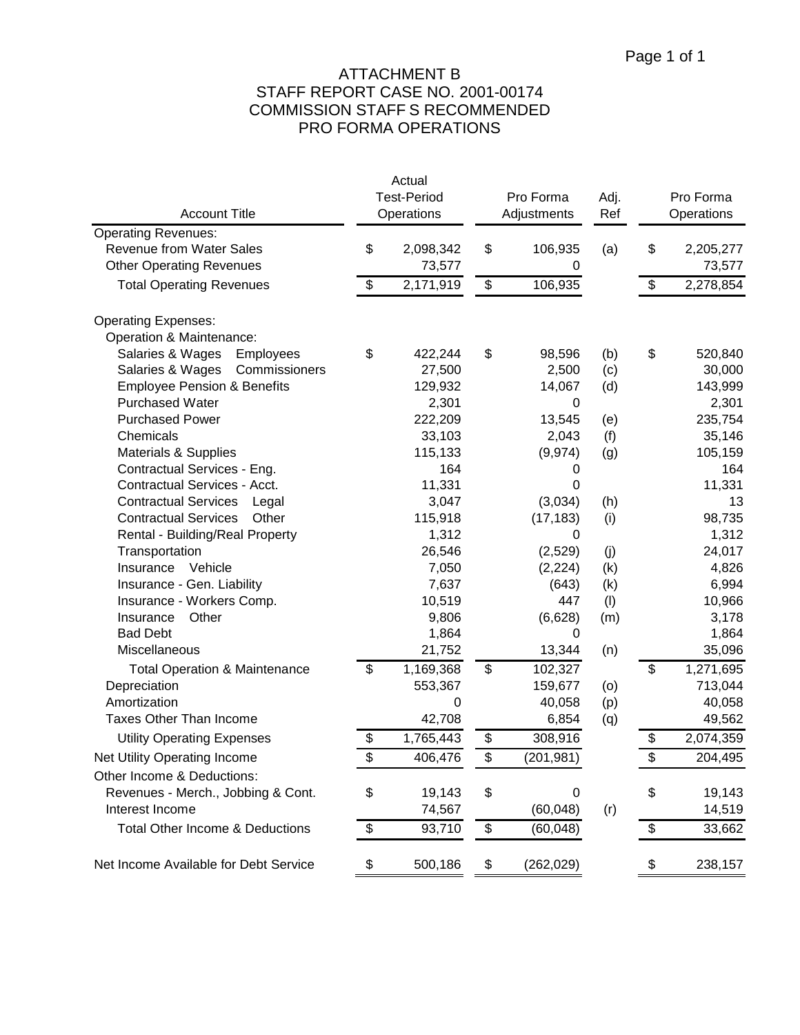# ATTACHMENT B
## STAFF REPORT CASE NO. 2001-00174
## COMMISSION STAFF S RECOMMENDED
## PRO FORMA OPERATIONS

| Account Title | Actual Test-Period Operations | Pro Forma Adjustments | Adj. Ref | Pro Forma Operations |
|---|---|---|---|---|
| **Operating Revenues:** | | | | |
| Revenue from Water Sales | $ 2,098,342 | $ 106,935 | (a) | $ 2,205,277 |
| Other Operating Revenues | 73,577 | 0 | | 73,577 |
| Total Operating Revenues | $ 2,171,919 | $ 106,935 | | $ 2,278,854 |
| **Operating Expenses:** | | | | |
| Operation & Maintenance: | | | | |
| Salaries & Wages Employees | $ 422,244 | $ 98,596 | (b) | $ 520,840 |
| Salaries & Wages Commissioners | 27,500 | 2,500 | (c) | 30,000 |
| Employee Pension & Benefits | 129,932 | 14,067 | (d) | 143,999 |
| Purchased Water | 2,301 | 0 | | 2,301 |
| Purchased Power | 222,209 | 13,545 | (e) | 235,754 |
| Chemicals | 33,103 | 2,043 | (f) | 35,146 |
| Materials & Supplies | 115,133 | (9,974) | (g) | 105,159 |
| Contractual Services - Eng. | 164 | 0 | | 164 |
| Contractual Services - Acct. | 11,331 | 0 | | 11,331 |
| Contractual Services Legal | 3,047 | (3,034) | (h) | 13 |
| Contractual Services Other | 115,918 | (17,183) | (i) | 98,735 |
| Rental - Building/Real Property | 1,312 | 0 | | 1,312 |
| Transportation | 26,546 | (2,529) | (j) | 24,017 |
| Insurance Vehicle | 7,050 | (2,224) | (k) | 4,826 |
| Insurance - Gen. Liability | 7,637 | (643) | (k) | 6,994 |
| Insurance - Workers Comp. | 10,519 | 447 | (l) | 10,966 |
| Insurance Other | 9,806 | (6,628) | (m) | 3,178 |
| Bad Debt | 1,864 | 0 | | 1,864 |
| Miscellaneous | 21,752 | 13,344 | (n) | 35,096 |
| Total Operation & Maintenance | $ 1,169,368 | $ 102,327 | | $ 1,271,695 |
| Depreciation | 553,367 | 159,677 | (o) | 713,044 |
| Amortization | 0 | 40,058 | (p) | 40,058 |
| Taxes Other Than Income | 42,708 | 6,854 | (q) | 49,562 |
| Utility Operating Expenses | $ 1,765,443 | $ 308,916 | | $ 2,074,359 |
| Net Utility Operating Income | $ 406,476 | $ (201,981) | | $ 204,495 |
| **Other Income & Deductions:** | | | | |
| Revenues - Merch., Jobbing & Cont. | $ 19,143 | $ 0 | | $ 19,143 |
| Interest Income | 74,567 | (60,048) | (r) | 14,519 |
| Total Other Income & Deductions | $ 93,710 | $ (60,048) | | $ 33,662 |
| Net Income Available for Debt Service | $ 500,186 | $ (262,029) | | $ 238,157 |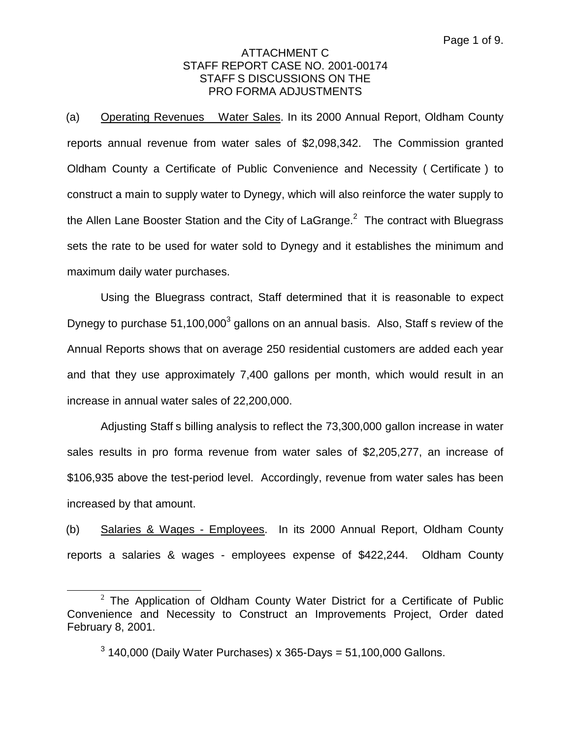ATTACHMENT C
STAFF REPORT CASE NO. 2001-00174
STAFF S DISCUSSIONS ON THE
PRO FORMA ADJUSTMENTS

(a) Operating Revenues Water Sales. In its 2000 Annual Report, Oldham County reports annual revenue from water sales of $2,098,342. The Commission granted Oldham County a Certificate of Public Convenience and Necessity ( Certificate ) to construct a main to supply water to Dynegy, which will also reinforce the water supply to the Allen Lane Booster Station and the City of LaGrange.[2] The contract with Bluegrass sets the rate to be used for water sold to Dynegy and it establishes the minimum and maximum daily water purchases.

Using the Bluegrass contract, Staff determined that it is reasonable to expect Dynegy to purchase 51,100,000[3] gallons on an annual basis. Also, Staff s review of the Annual Reports shows that on average 250 residential customers are added each year and that they use approximately 7,400 gallons per month, which would result in an increase in annual water sales of 22,200,000.

Adjusting Staff s billing analysis to reflect the 73,300,000 gallon increase in water sales results in pro forma revenue from water sales of $2,205,277, an increase of $106,935 above the test-period level. Accordingly, revenue from water sales has been increased by that amount.

(b) Salaries & Wages - Employees. In its 2000 Annual Report, Oldham County reports a salaries & wages - employees expense of $422,244. Oldham County

---

[2] The Application of Oldham County Water District for a Certificate of Public Convenience and Necessity to Construct an Improvements Project, Order dated February 8, 2001.

[3] 140,000 (Daily Water Purchases) x 365-Days = 51,100,000 Gallons.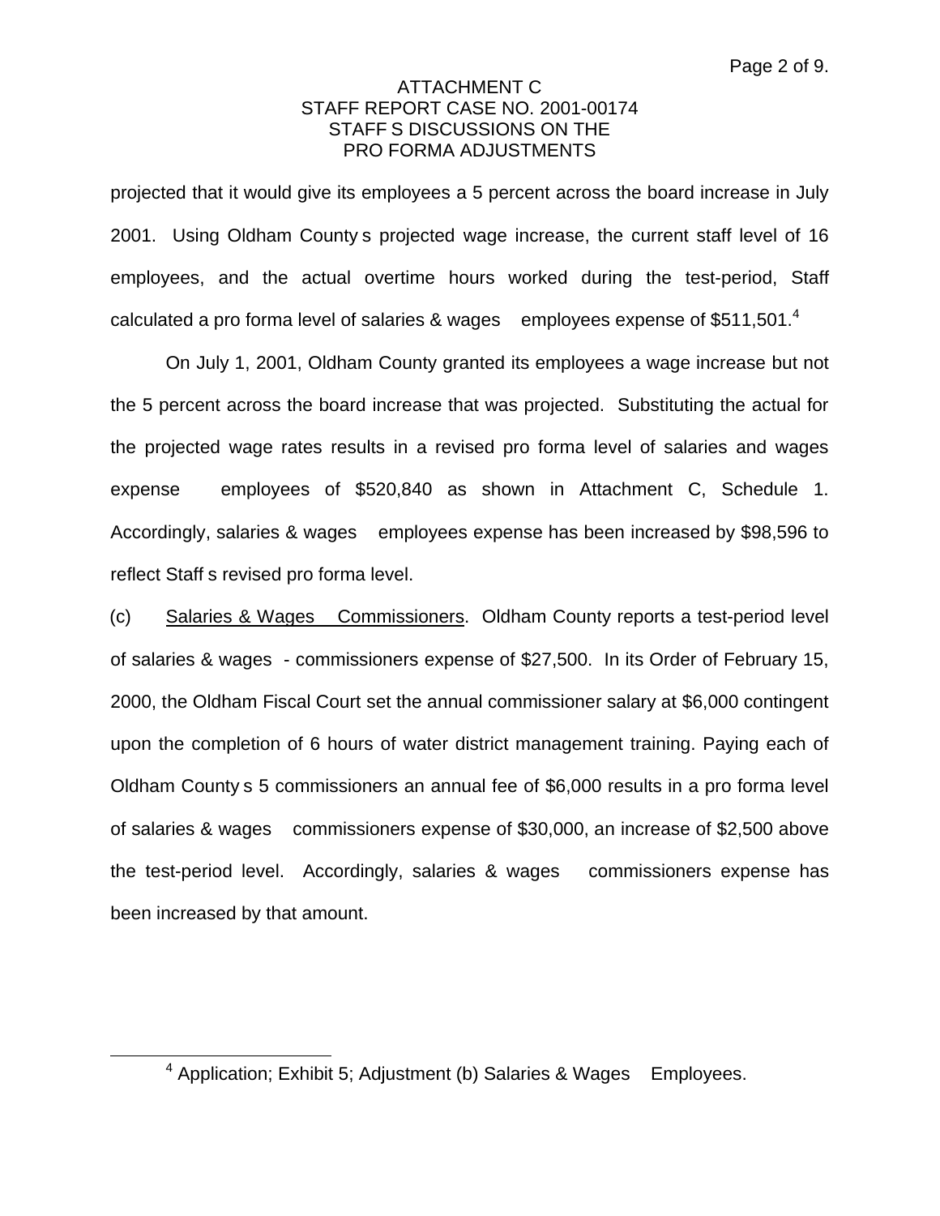ATTACHMENT C
STAFF REPORT CASE NO. 2001-00174
STAFF S DISCUSSIONS ON THE
PRO FORMA ADJUSTMENTS

projected that it would give its employees a 5 percent across the board increase in July 2001. Using Oldham County s projected wage increase, the current staff level of 16 employees, and the actual overtime hours worked during the test-period, Staff calculated a pro forma level of salaries & wages employees expense of $511,501.[4]

On July 1, 2001, Oldham County granted its employees a wage increase but not the 5 percent across the board increase that was projected. Substituting the actual for the projected wage rates results in a revised pro forma level of salaries and wages expense employees of $520,840 as shown in Attachment C, Schedule 1. Accordingly, salaries & wages employees expense has been increased by $98,596 to reflect Staff s revised pro forma level.

(c) Salaries & Wages Commissioners. Oldham County reports a test-period level of salaries & wages - commissioners expense of $27,500. In its Order of February 15, 2000, the Oldham Fiscal Court set the annual commissioner salary at $6,000 contingent upon the completion of 6 hours of water district management training. Paying each of Oldham County s 5 commissioners an annual fee of $6,000 results in a pro forma level of salaries & wages commissioners expense of $30,000, an increase of $2,500 above the test-period level. Accordingly, salaries & wages commissioners expense has been increased by that amount.

[4] Application; Exhibit 5; Adjustment (b) Salaries & Wages Employees.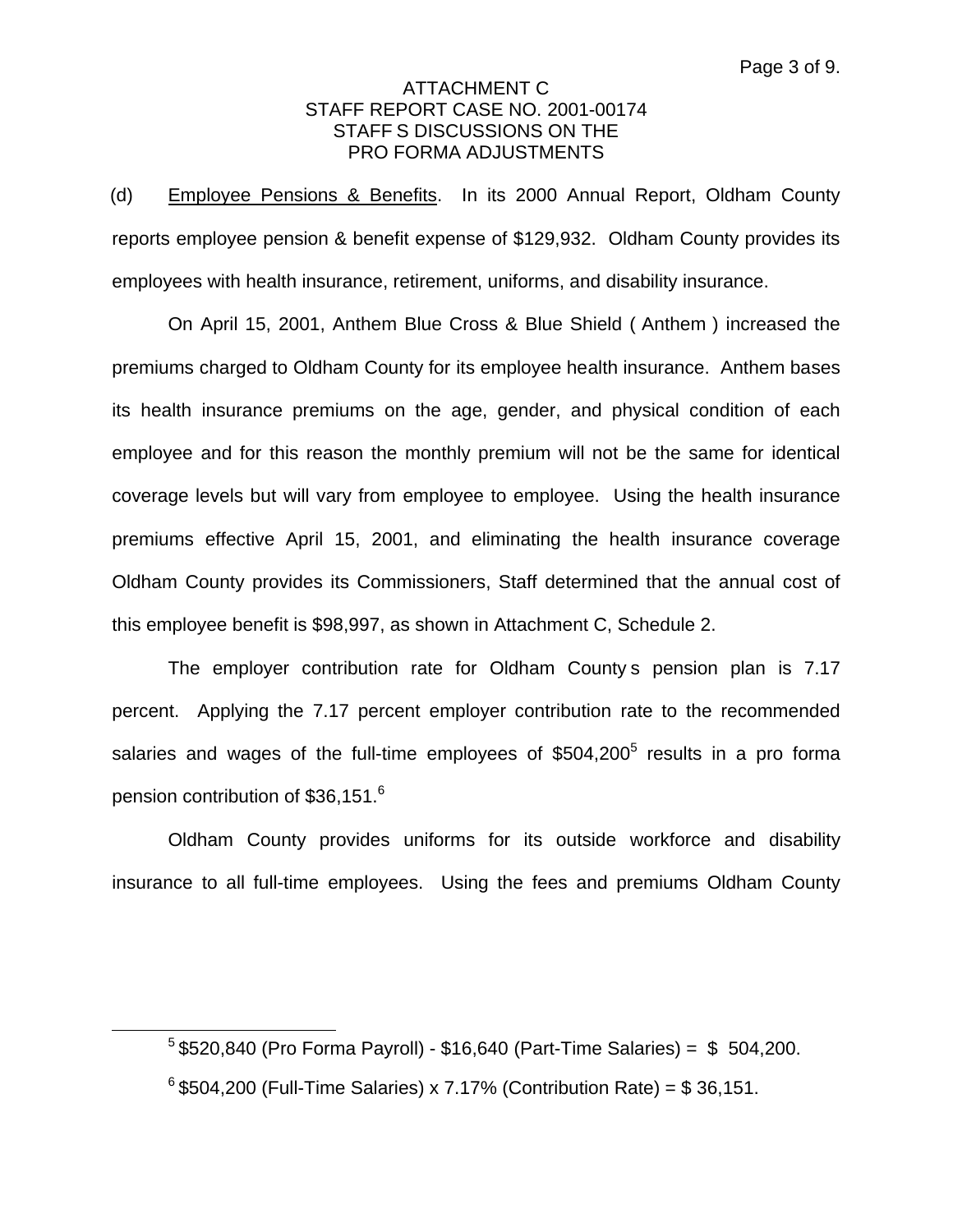ATTACHMENT C
STAFF REPORT CASE NO. 2001-00174
STAFF S DISCUSSIONS ON THE
PRO FORMA ADJUSTMENTS

(d) Employee Pensions & Benefits. In its 2000 Annual Report, Oldham County reports employee pension & benefit expense of $129,932. Oldham County provides its employees with health insurance, retirement, uniforms, and disability insurance.

On April 15, 2001, Anthem Blue Cross & Blue Shield ( Anthem ) increased the premiums charged to Oldham County for its employee health insurance. Anthem bases its health insurance premiums on the age, gender, and physical condition of each employee and for this reason the monthly premium will not be the same for identical coverage levels but will vary from employee to employee. Using the health insurance premiums effective April 15, 2001, and eliminating the health insurance coverage Oldham County provides its Commissioners, Staff determined that the annual cost of this employee benefit is $98,997, as shown in Attachment C, Schedule 2.

The employer contribution rate for Oldham County s pension plan is 7.17 percent. Applying the 7.17 percent employer contribution rate to the recommended salaries and wages of the full-time employees of $504,200[5] results in a pro forma pension contribution of $36,151.[6]

Oldham County provides uniforms for its outside workforce and disability insurance to all full-time employees. Using the fees and premiums Oldham County

---

[5] $520,840 (Pro Forma Payroll) - $16,640 (Part-Time Salaries) = $ 504,200.

[6] $504,200 (Full-Time Salaries) x 7.17% (Contribution Rate) = $ 36,151.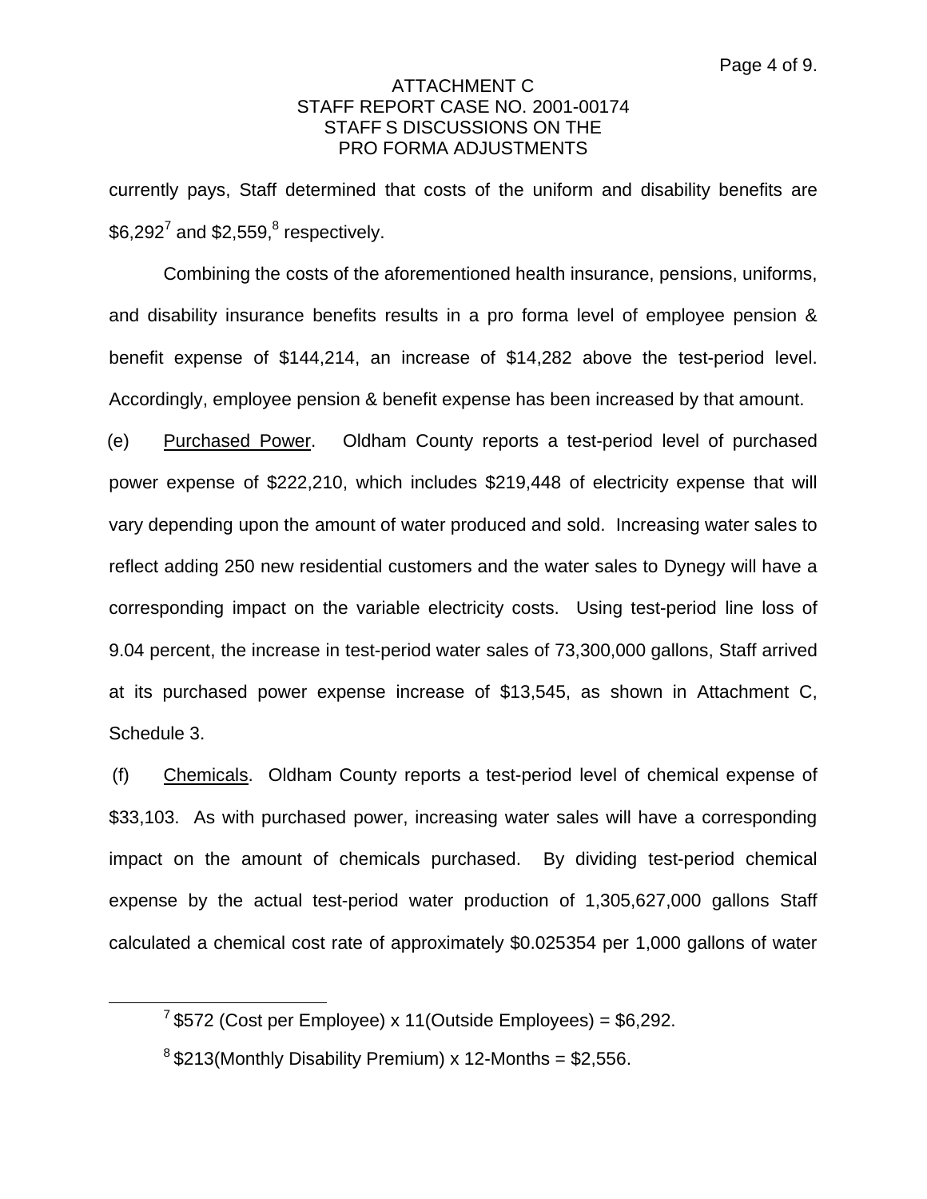ATTACHMENT C
STAFF REPORT CASE NO. 2001-00174
STAFF S DISCUSSIONS ON THE
PRO FORMA ADJUSTMENTS

currently pays, Staff determined that costs of the uniform and disability benefits are $6,292[7] and $2,559,[8] respectively.

Combining the costs of the aforementioned health insurance, pensions, uniforms, and disability insurance benefits results in a pro forma level of employee pension & benefit expense of $144,214, an increase of $14,282 above the test-period level. Accordingly, employee pension & benefit expense has been increased by that amount.

(e) Purchased Power. Oldham County reports a test-period level of purchased power expense of $222,210, which includes $219,448 of electricity expense that will vary depending upon the amount of water produced and sold. Increasing water sales to reflect adding 250 new residential customers and the water sales to Dynegy will have a corresponding impact on the variable electricity costs. Using test-period line loss of 9.04 percent, the increase in test-period water sales of 73,300,000 gallons, Staff arrived at its purchased power expense increase of $13,545, as shown in Attachment C, Schedule 3.

(f) Chemicals. Oldham County reports a test-period level of chemical expense of $33,103. As with purchased power, increasing water sales will have a corresponding impact on the amount of chemicals purchased. By dividing test-period chemical expense by the actual test-period water production of 1,305,627,000 gallons Staff calculated a chemical cost rate of approximately $0.025354 per 1,000 gallons of water

[7] $572 (Cost per Employee) x 11(Outside Employees) = $6,292.

[8] $213(Monthly Disability Premium) x 12-Months = $2,556.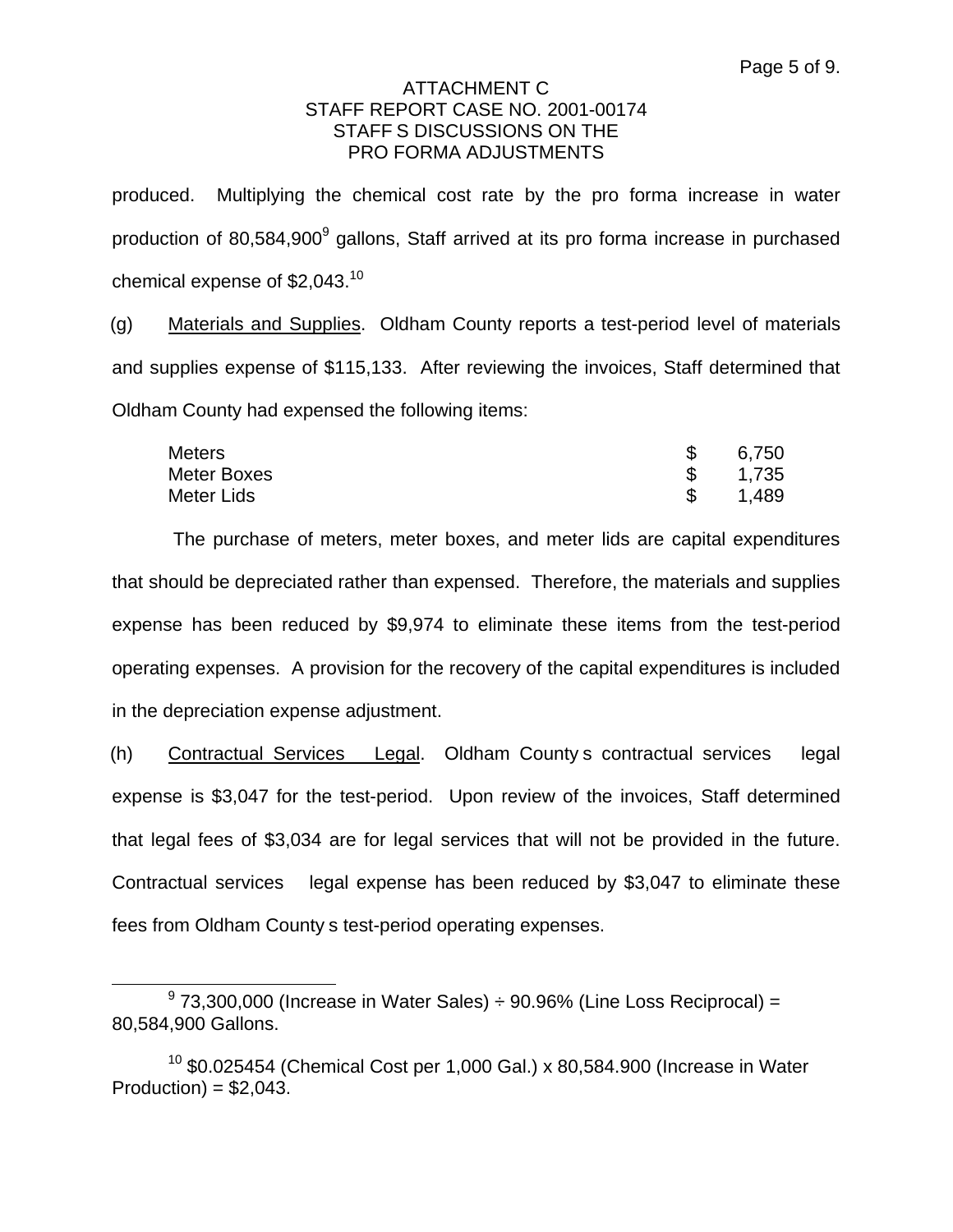produced. Multiplying the chemical cost rate by the pro forma increase in water production of 80,584,900[9] gallons, Staff arrived at its pro forma increase in purchased chemical expense of $2,043.[10]

(g) Materials and Supplies. Oldham County reports a test-period level of materials and supplies expense of $115,133. After reviewing the invoices, Staff determined that Oldham County had expensed the following items:

| | | |
|---|---|---|
| Meters | $ | 6,750 |
| Meter Boxes | $ | 1,735 |
| Meter Lids | $ | 1,489 |

The purchase of meters, meter boxes, and meter lids are capital expenditures that should be depreciated rather than expensed. Therefore, the materials and supplies expense has been reduced by $9,974 to eliminate these items from the test-period operating expenses. A provision for the recovery of the capital expenditures is included in the depreciation expense adjustment.

(h) Contractual Services Legal. Oldham County s contractual services legal expense is $3,047 for the test-period. Upon review of the invoices, Staff determined that legal fees of $3,034 are for legal services that will not be provided in the future. Contractual services legal expense has been reduced by $3,047 to eliminate these fees from Oldham County s test-period operating expenses.

---

[9] 73,300,000 (Increase in Water Sales) ÷ 90.96% (Line Loss Reciprocal) = 80,584,900 Gallons.

[10] $0.025454 (Chemical Cost per 1,000 Gal.) x 80,584.900 (Increase in Water Production) = $2,043.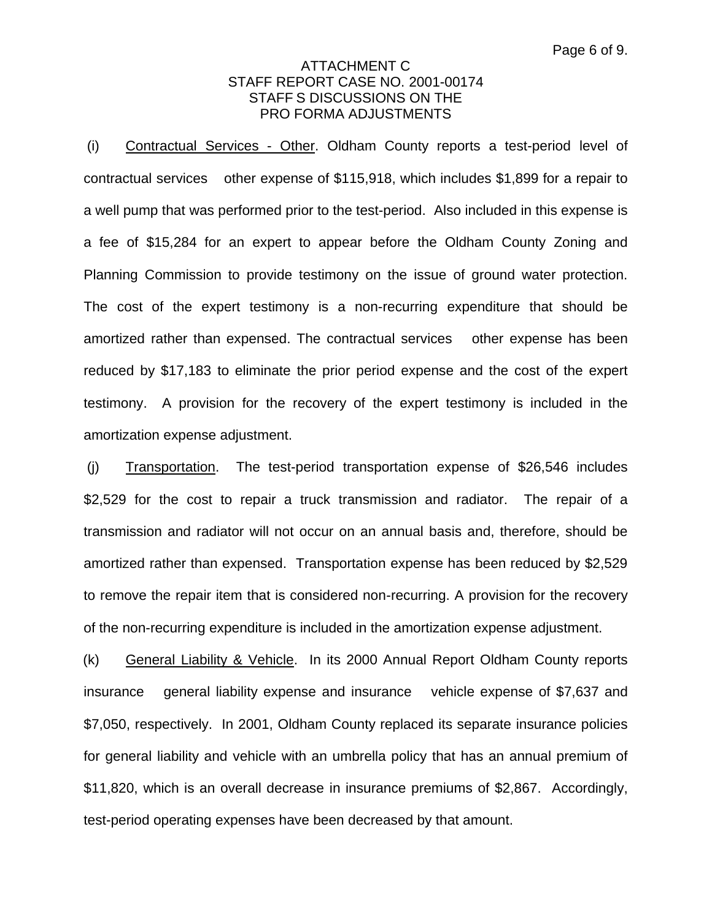ATTACHMENT C
STAFF REPORT CASE NO. 2001-00174
STAFF S DISCUSSIONS ON THE
PRO FORMA ADJUSTMENTS

(i) Contractual Services - Other. Oldham County reports a test-period level of contractual services other expense of $115,918, which includes $1,899 for a repair to a well pump that was performed prior to the test-period. Also included in this expense is a fee of $15,284 for an expert to appear before the Oldham County Zoning and Planning Commission to provide testimony on the issue of ground water protection. The cost of the expert testimony is a non-recurring expenditure that should be amortized rather than expensed. The contractual services other expense has been reduced by $17,183 to eliminate the prior period expense and the cost of the expert testimony. A provision for the recovery of the expert testimony is included in the amortization expense adjustment.

(j) Transportation. The test-period transportation expense of $26,546 includes $2,529 for the cost to repair a truck transmission and radiator. The repair of a transmission and radiator will not occur on an annual basis and, therefore, should be amortized rather than expensed. Transportation expense has been reduced by $2,529 to remove the repair item that is considered non-recurring. A provision for the recovery of the non-recurring expenditure is included in the amortization expense adjustment.

(k) General Liability & Vehicle. In its 2000 Annual Report Oldham County reports insurance general liability expense and insurance vehicle expense of $7,637 and $7,050, respectively. In 2001, Oldham County replaced its separate insurance policies for general liability and vehicle with an umbrella policy that has an annual premium of $11,820, which is an overall decrease in insurance premiums of $2,867. Accordingly, test-period operating expenses have been decreased by that amount.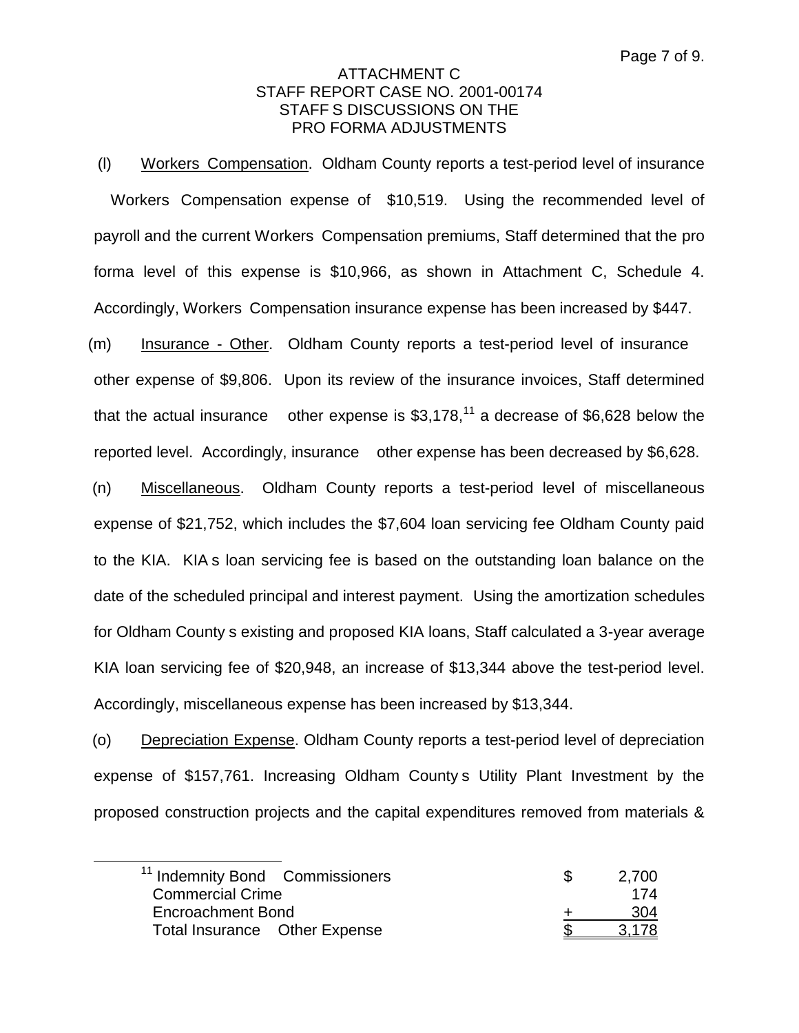ATTACHMENT C
STAFF REPORT CASE NO. 2001-00174
STAFF S DISCUSSIONS ON THE
PRO FORMA ADJUSTMENTS

(l) Workers Compensation. Oldham County reports a test-period level of insurance Workers Compensation expense of $10,519. Using the recommended level of payroll and the current Workers Compensation premiums, Staff determined that the pro forma level of this expense is $10,966, as shown in Attachment C, Schedule 4. Accordingly, Workers Compensation insurance expense has been increased by $447.

(m) Insurance - Other. Oldham County reports a test-period level of insurance other expense of $9,806. Upon its review of the insurance invoices, Staff determined that the actual insurance other expense is $3,178,[11] a decrease of $6,628 below the reported level. Accordingly, insurance other expense has been decreased by $6,628.

(n) Miscellaneous. Oldham County reports a test-period level of miscellaneous expense of $21,752, which includes the $7,604 loan servicing fee Oldham County paid to the KIA. KIA s loan servicing fee is based on the outstanding loan balance on the date of the scheduled principal and interest payment. Using the amortization schedules for Oldham County s existing and proposed KIA loans, Staff calculated a 3-year average KIA loan servicing fee of $20,948, an increase of $13,344 above the test-period level. Accordingly, miscellaneous expense has been increased by $13,344.

(o) Depreciation Expense. Oldham County reports a test-period level of depreciation expense of $157,761. Increasing Oldham County s Utility Plant Investment by the proposed construction projects and the capital expenditures removed from materials &

---

[11]

| | | |
|---|---|---|
| Indemnity Bond Commissioners | $ | 2,700 |
| Commercial Crime | | 174 |
| Encroachment Bond | + | 304 |
| Total Insurance Other Expense | $ | 3,178 |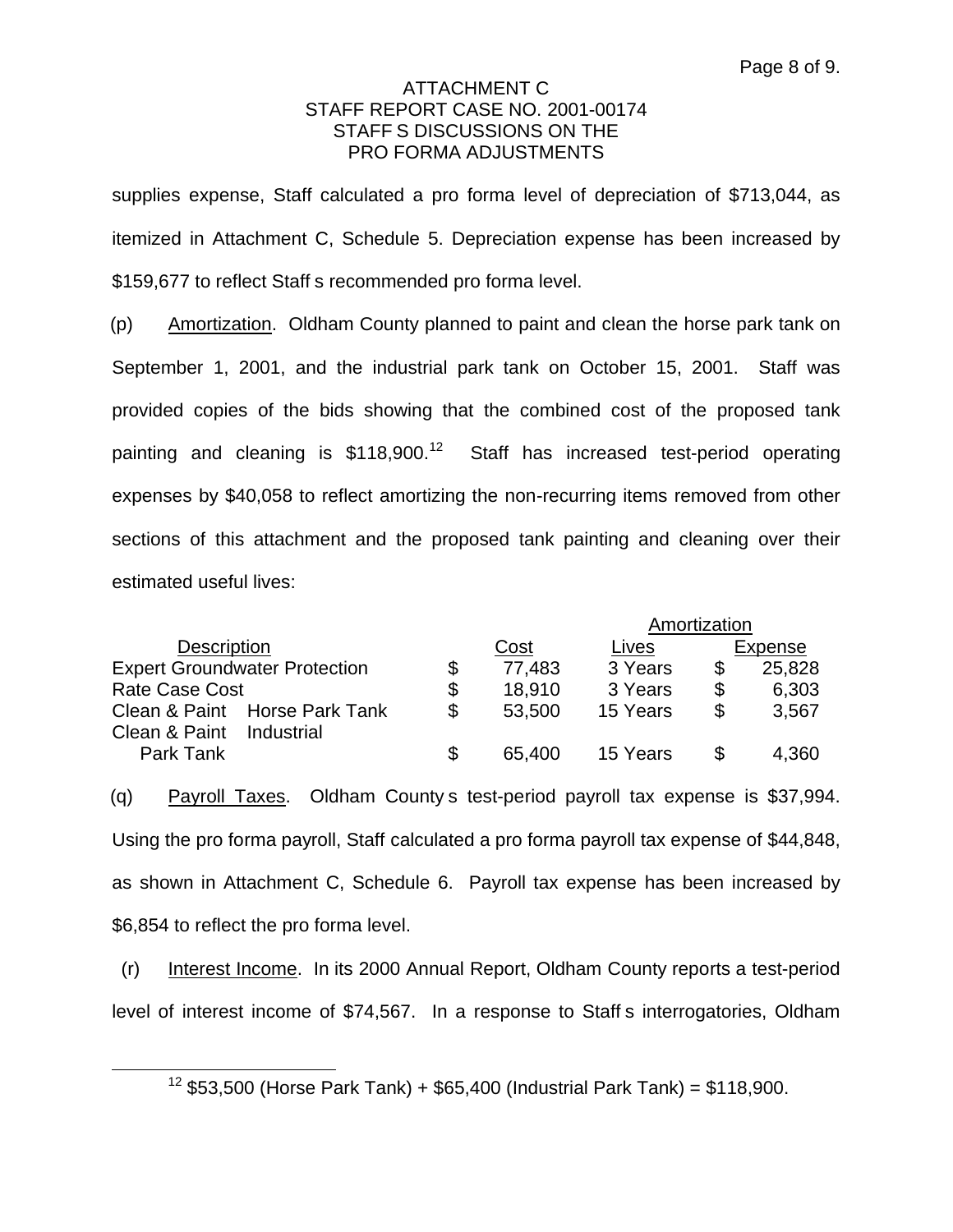ATTACHMENT C
STAFF REPORT CASE NO. 2001-00174
STAFF S DISCUSSIONS ON THE
PRO FORMA ADJUSTMENTS

supplies expense, Staff calculated a pro forma level of depreciation of $713,044, as itemized in Attachment C, Schedule 5. Depreciation expense has been increased by $159,677 to reflect Staff s recommended pro forma level.

(p) Amortization. Oldham County planned to paint and clean the horse park tank on September 1, 2001, and the industrial park tank on October 15, 2001. Staff was provided copies of the bids showing that the combined cost of the proposed tank painting and cleaning is $118,900.[12] Staff has increased test-period operating expenses by $40,058 to reflect amortizing the non-recurring items removed from other sections of this attachment and the proposed tank painting and cleaning over their estimated useful lives:

| Description | Cost | Lives | Amortization Expense |
|---|---|---|---|
| Expert Groundwater Protection | $ 77,483 | 3 Years | $ 25,828 |
| Rate Case Cost | $ 18,910 | 3 Years | $ 6,303 |
| Clean & Paint Horse Park Tank | $ 53,500 | 15 Years | $ 3,567 |
| Clean & Paint Industrial Park Tank | $ 65,400 | 15 Years | $ 4,360 |

(q) Payroll Taxes. Oldham County s test-period payroll tax expense is $37,994. Using the pro forma payroll, Staff calculated a pro forma payroll tax expense of $44,848, as shown in Attachment C, Schedule 6. Payroll tax expense has been increased by $6,854 to reflect the pro forma level.

(r) Interest Income. In its 2000 Annual Report, Oldham County reports a test-period level of interest income of $74,567. In a response to Staff s interrogatories, Oldham

[12] $53,500 (Horse Park Tank) + $65,400 (Industrial Park Tank) = $118,900.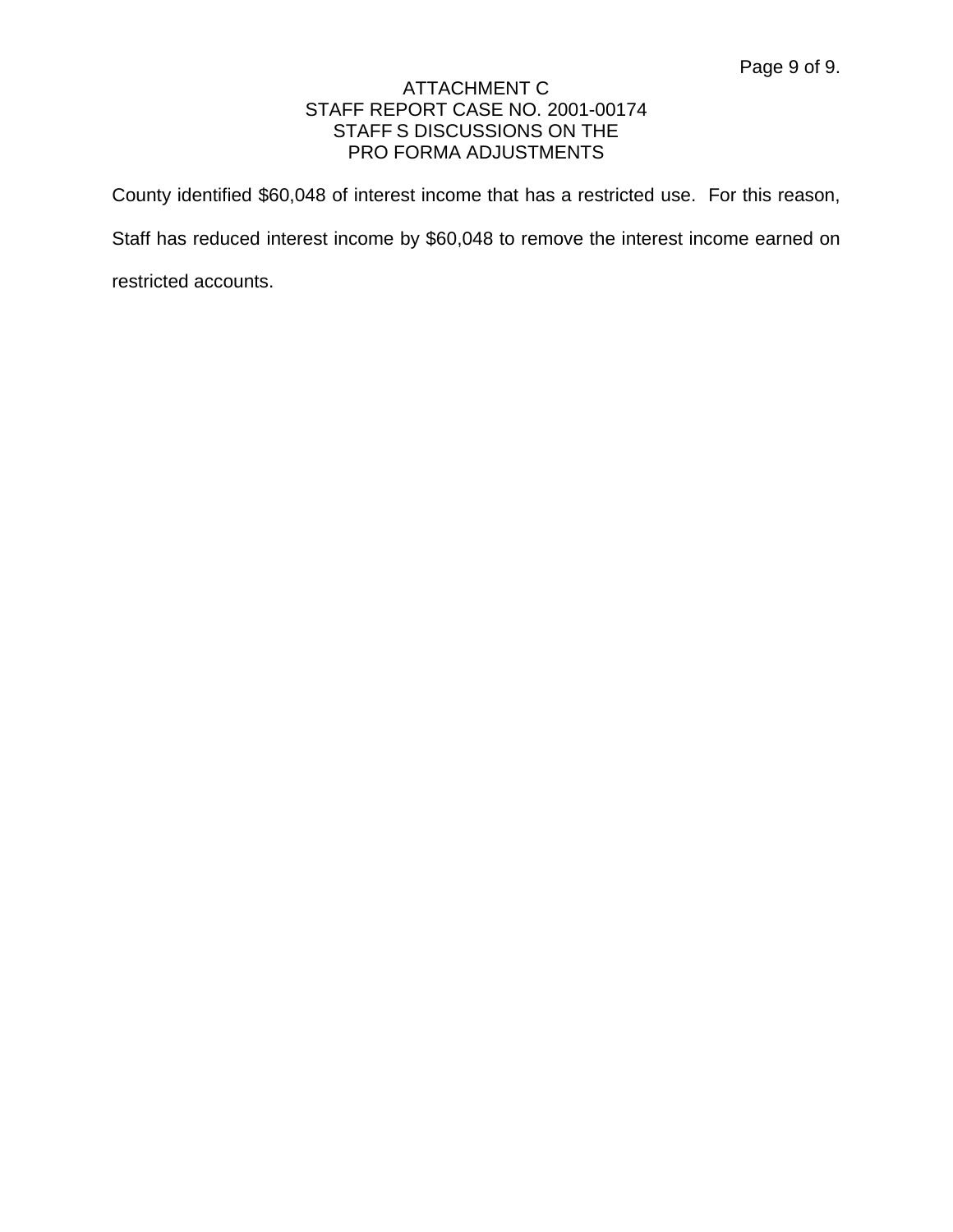County identified $60,048 of interest income that has a restricted use. For this reason, Staff has reduced interest income by $60,048 to remove the interest income earned on restricted accounts.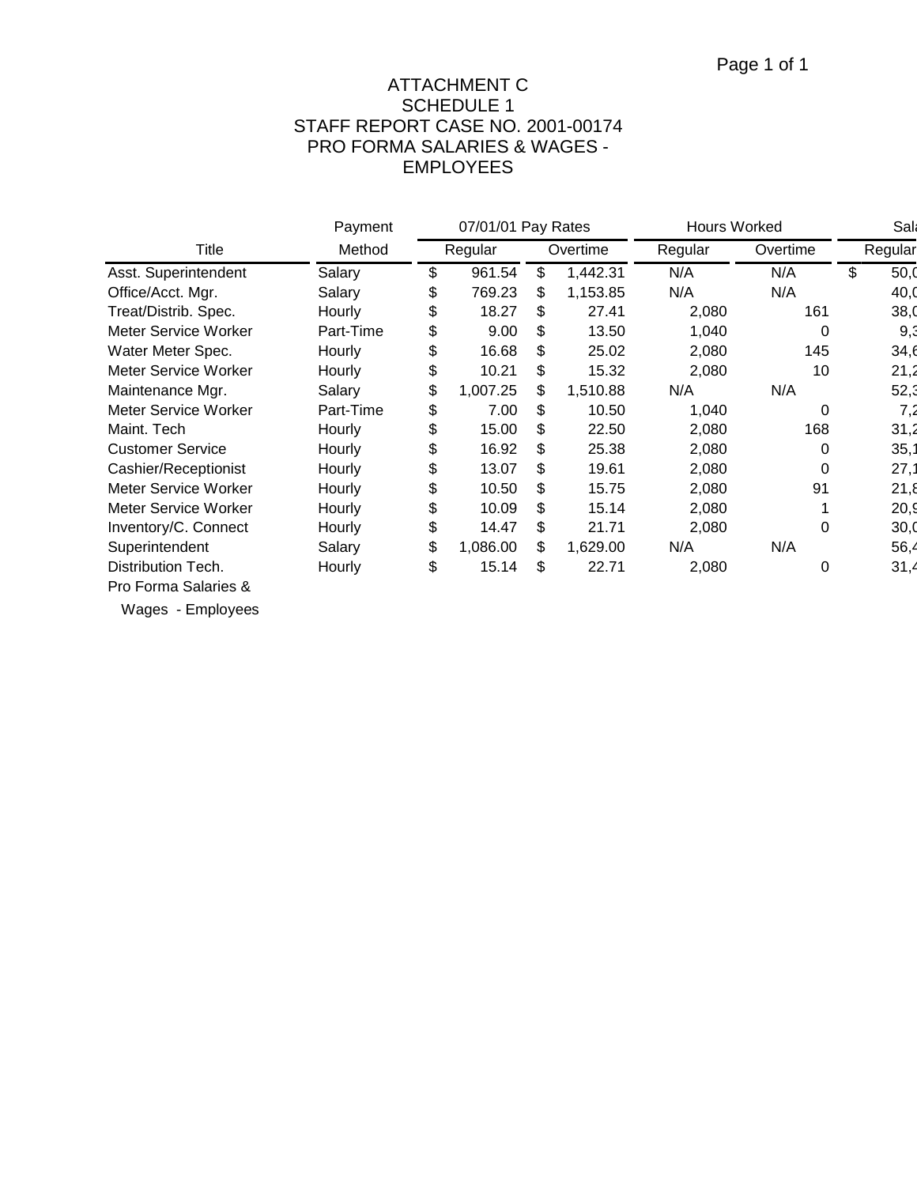ATTACHMENT C
SCHEDULE 1
STAFF REPORT CASE NO. 2001-00174
PRO FORMA SALARIES & WAGES - EMPLOYEES

| | Payment | 07/01/01 Pay Rates | | Hours Worked | | Sala |
|---|---|---|---|---|---|---|
| Title | Method | Regular | Overtime | Regular | Overtime | Regular |
| Asst. Superintendent | Salary | $ 961.54 | $ 1,442.31 | N/A | N/A | $ 50,( |
| Office/Acct. Mgr. | Salary | $ 769.23 | $ 1,153.85 | N/A | N/A | 40,( |
| Treat/Distrib. Spec. | Hourly | $ 18.27 | $ 27.41 | 2,080 | 161 | 38,( |
| Meter Service Worker | Part-Time | $ 9.00 | $ 13.50 | 1,040 | 0 | 9,3 |
| Water Meter Spec. | Hourly | $ 16.68 | $ 25.02 | 2,080 | 145 | 34,6 |
| Meter Service Worker | Hourly | $ 10.21 | $ 15.32 | 2,080 | 10 | 21,2 |
| Maintenance Mgr. | Salary | $ 1,007.25 | $ 1,510.88 | N/A | N/A | 52,3 |
| Meter Service Worker | Part-Time | $ 7.00 | $ 10.50 | 1,040 | 0 | 7,2 |
| Maint. Tech | Hourly | $ 15.00 | $ 22.50 | 2,080 | 168 | 31,2 |
| Customer Service | Hourly | $ 16.92 | $ 25.38 | 2,080 | 0 | 35,1 |
| Cashier/Receptionist | Hourly | $ 13.07 | $ 19.61 | 2,080 | 0 | 27,1 |
| Meter Service Worker | Hourly | $ 10.50 | $ 15.75 | 2,080 | 91 | 21,8 |
| Meter Service Worker | Hourly | $ 10.09 | $ 15.14 | 2,080 | 1 | 20,9 |
| Inventory/C. Connect | Hourly | $ 14.47 | $ 21.71 | 2,080 | 0 | 30,( |
| Superintendent | Salary | $ 1,086.00 | $ 1,629.00 | N/A | N/A | 56,4 |
| Distribution Tech. | Hourly | $ 15.14 | $ 22.71 | 2,080 | 0 | 31,4 |
| Pro Forma Salaries & Wages - Employees | | | | | | |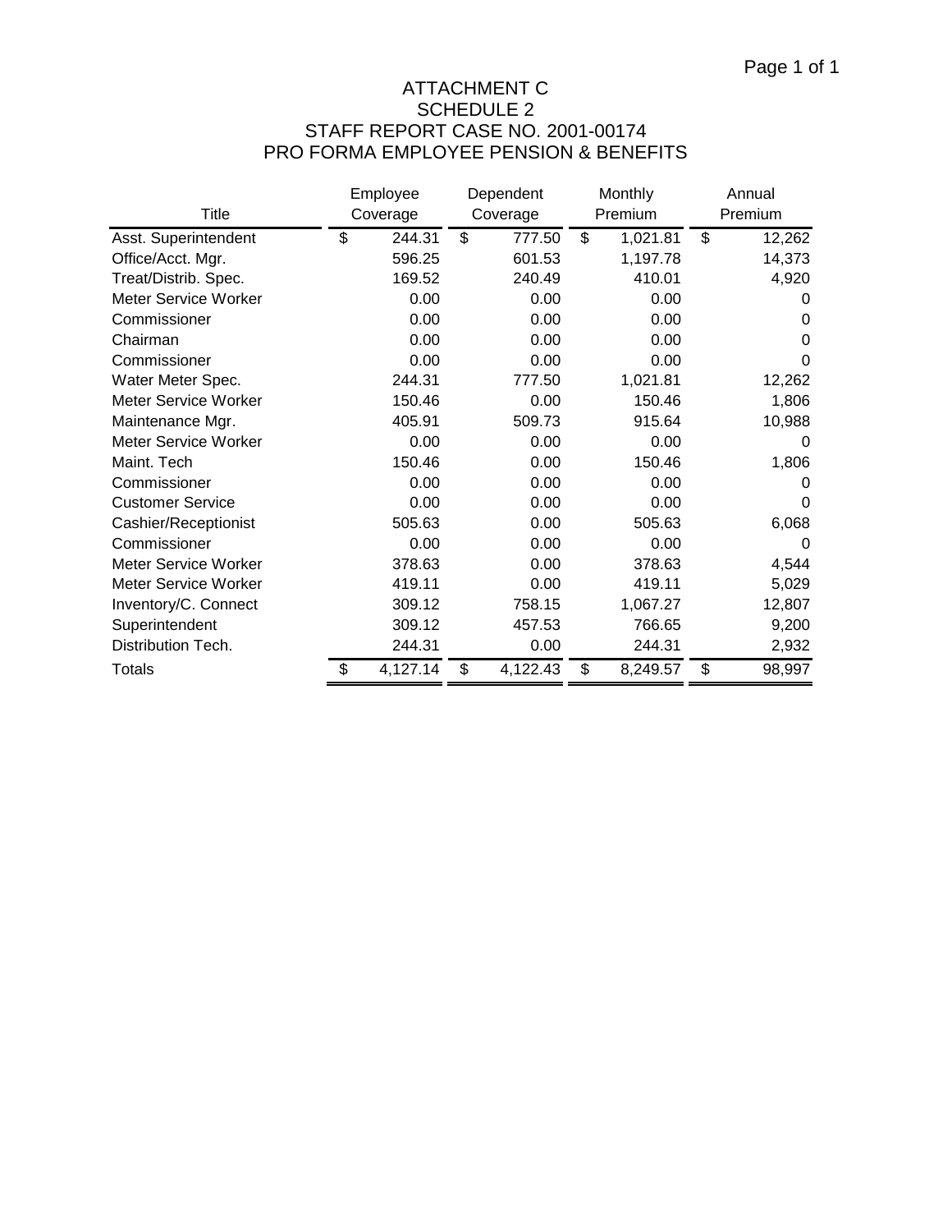# ATTACHMENT C
## SCHEDULE 2
## STAFF REPORT CASE NO. 2001-00174
## PRO FORMA EMPLOYEE PENSION & BENEFITS

| Title | Employee Coverage | Dependent Coverage | Monthly Premium | Annual Premium |
|---|---|---|---|---|
| Asst. Superintendent | $ 244.31 | $ 777.50 | $ 1,021.81 | $ 12,262 |
| Office/Acct. Mgr. | 596.25 | 601.53 | 1,197.78 | 14,373 |
| Treat/Distrib. Spec. | 169.52 | 240.49 | 410.01 | 4,920 |
| Meter Service Worker | 0.00 | 0.00 | 0.00 | 0 |
| Commissioner | 0.00 | 0.00 | 0.00 | 0 |
| Chairman | 0.00 | 0.00 | 0.00 | 0 |
| Commissioner | 0.00 | 0.00 | 0.00 | 0 |
| Water Meter Spec. | 244.31 | 777.50 | 1,021.81 | 12,262 |
| Meter Service Worker | 150.46 | 0.00 | 150.46 | 1,806 |
| Maintenance Mgr. | 405.91 | 509.73 | 915.64 | 10,988 |
| Meter Service Worker | 0.00 | 0.00 | 0.00 | 0 |
| Maint. Tech | 150.46 | 0.00 | 150.46 | 1,806 |
| Commissioner | 0.00 | 0.00 | 0.00 | 0 |
| Customer Service | 0.00 | 0.00 | 0.00 | 0 |
| Cashier/Receptionist | 505.63 | 0.00 | 505.63 | 6,068 |
| Commissioner | 0.00 | 0.00 | 0.00 | 0 |
| Meter Service Worker | 378.63 | 0.00 | 378.63 | 4,544 |
| Meter Service Worker | 419.11 | 0.00 | 419.11 | 5,029 |
| Inventory/C. Connect | 309.12 | 758.15 | 1,067.27 | 12,807 |
| Superintendent | 309.12 | 457.53 | 766.65 | 9,200 |
| Distribution Tech. | 244.31 | 0.00 | 244.31 | 2,932 |
| Totals | $ 4,127.14 | $ 4,122.43 | $ 8,249.57 | $ 98,997 |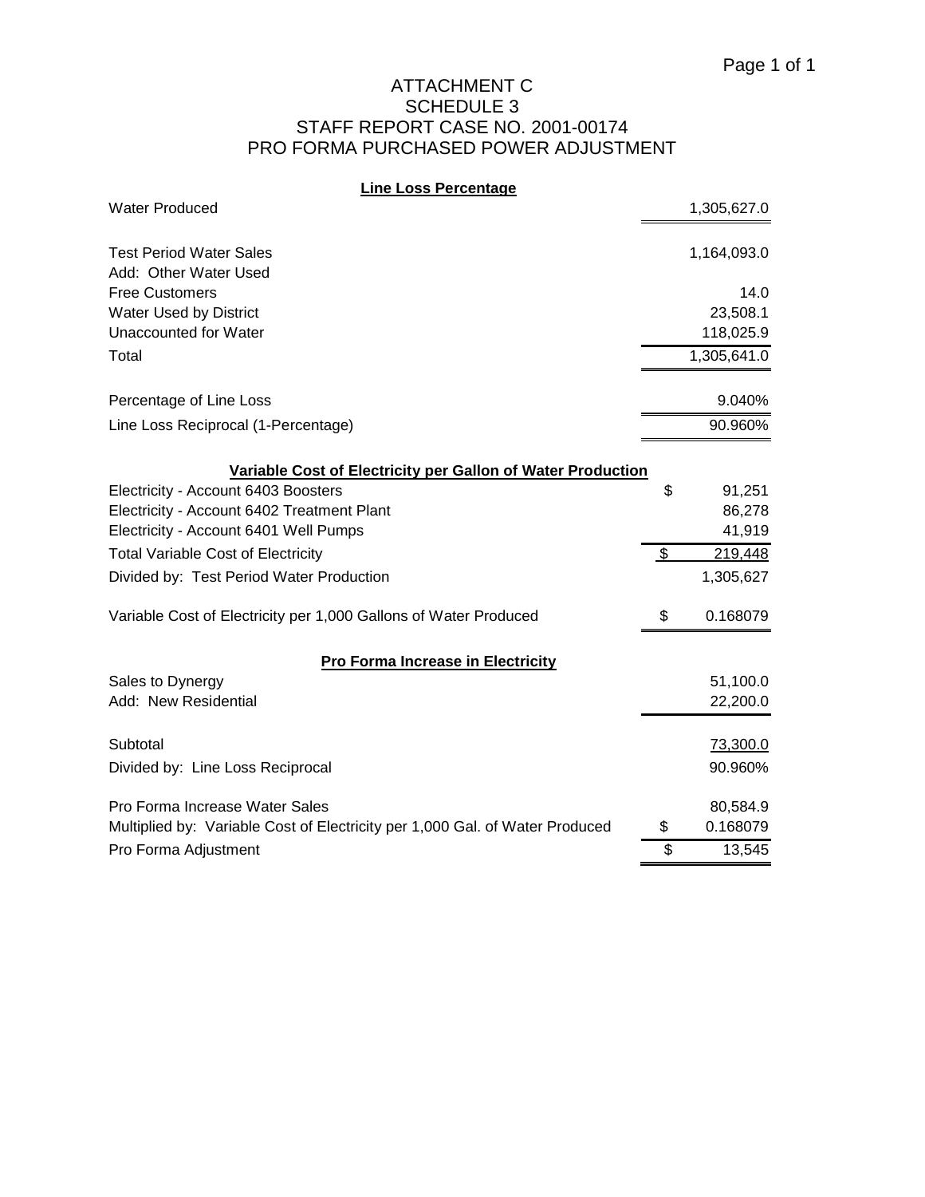# ATTACHMENT C
## SCHEDULE 3
## STAFF REPORT CASE NO. 2001-00174
## PRO FORMA PURCHASED POWER ADJUSTMENT

**Line Loss Percentage**

| | |
|---|---|
| Water Produced | 1,305,627.0 |
| | |
| Test Period Water Sales | 1,164,093.0 |
| Add: Other Water Used | |
| Free Customers | 14.0 |
| Water Used by District | 23,508.1 |
| Unaccounted for Water | 118,025.9 |
| Total | 1,305,641.0 |
| | |
| Percentage of Line Loss | 9.040% |
| Line Loss Reciprocal (1-Percentage) | 90.960% |

**Variable Cost of Electricity per Gallon of Water Production**

| | | |
|---|---|---|
| Electricity - Account 6403 Boosters | $ | 91,251 |
| Electricity - Account 6402 Treatment Plant | | 86,278 |
| Electricity - Account 6401 Well Pumps | | 41,919 |
| Total Variable Cost of Electricity | $ | 219,448 |
| Divided by: Test Period Water Production | | 1,305,627 |
| | | |
| Variable Cost of Electricity per 1,000 Gallons of Water Produced | $ | 0.168079 |

**Pro Forma Increase in Electricity**

| | | |
|---|---|---|
| Sales to Dynergy | | 51,100.0 |
| Add: New Residential | | 22,200.0 |
| | | |
| Subtotal | | 73,300.0 |
| Divided by: Line Loss Reciprocal | | 90.960% |
| | | |
| Pro Forma Increase Water Sales | | 80,584.9 |
| Multiplied by: Variable Cost of Electricity per 1,000 Gal. of Water Produced | $ | 0.168079 |
| Pro Forma Adjustment | $ | 13,545 |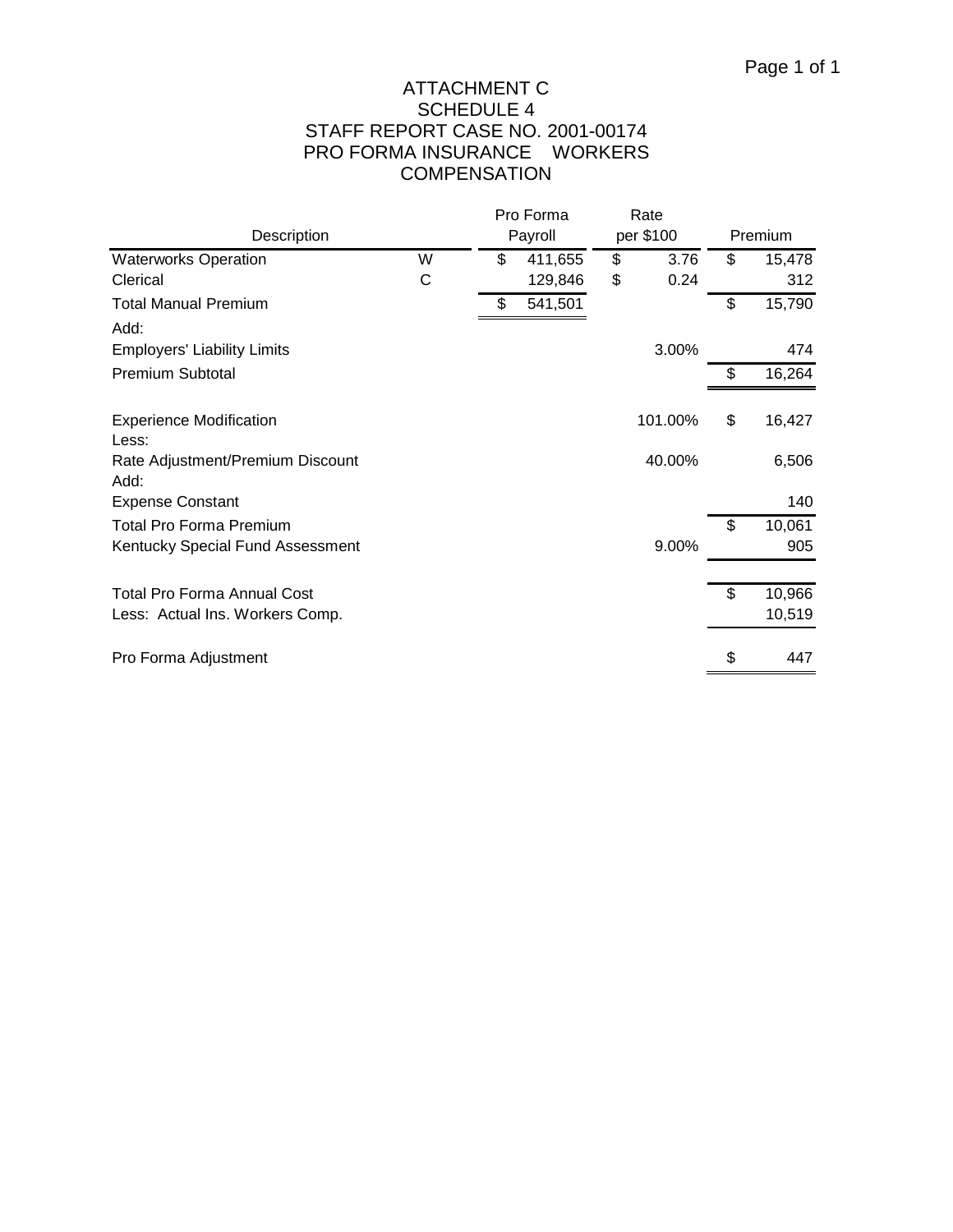# ATTACHMENT C
## SCHEDULE 4
## STAFF REPORT CASE NO. 2001-00174
## PRO FORMA INSURANCE WORKERS COMPENSATION

| Description | | Pro Forma Payroll | Rate per $100 | Premium |
|---|---|---|---|---|
| Waterworks Operation | W | $ 411,655 | $ 3.76 | $ 15,478 |
| Clerical | C | 129,846 | $ 0.24 | 312 |
| Total Manual Premium | | $ 541,501 | | $ 15,790 |
| Add: | | | | |
| Employers' Liability Limits | | | 3.00% | 474 |
| Premium Subtotal | | | | $ 16,264 |
| | | | | |
| Experience Modification | | | 101.00% | $ 16,427 |
| Less: | | | | |
| Rate Adjustment/Premium Discount | | | 40.00% | 6,506 |
| Add: | | | | |
| Expense Constant | | | | 140 |
| Total Pro Forma Premium | | | | $ 10,061 |
| Kentucky Special Fund Assessment | | | 9.00% | 905 |
| | | | | |
| Total Pro Forma Annual Cost | | | | $ 10,966 |
| Less: Actual Ins. Workers Comp. | | | | 10,519 |
| | | | | |
| Pro Forma Adjustment | | | | $ 447 |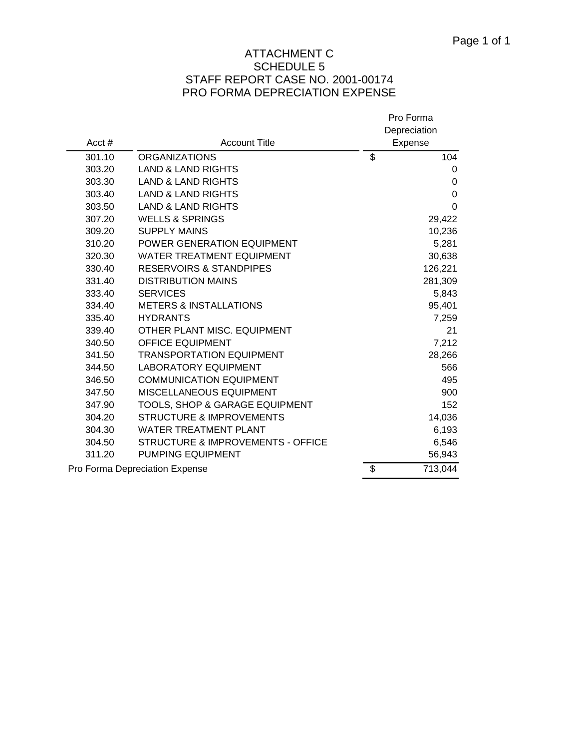# ATTACHMENT C
## SCHEDULE 5
## STAFF REPORT CASE NO. 2001-00174
## PRO FORMA DEPRECIATION EXPENSE

| Acct # | Account Title | Pro Forma Depreciation Expense |
|---|---|---|
| 301.10 | ORGANIZATIONS | $ 104 |
| 303.20 | LAND & LAND RIGHTS | 0 |
| 303.30 | LAND & LAND RIGHTS | 0 |
| 303.40 | LAND & LAND RIGHTS | 0 |
| 303.50 | LAND & LAND RIGHTS | 0 |
| 307.20 | WELLS & SPRINGS | 29,422 |
| 309.20 | SUPPLY MAINS | 10,236 |
| 310.20 | POWER GENERATION EQUIPMENT | 5,281 |
| 320.30 | WATER TREATMENT EQUIPMENT | 30,638 |
| 330.40 | RESERVOIRS & STANDPIPES | 126,221 |
| 331.40 | DISTRIBUTION MAINS | 281,309 |
| 333.40 | SERVICES | 5,843 |
| 334.40 | METERS & INSTALLATIONS | 95,401 |
| 335.40 | HYDRANTS | 7,259 |
| 339.40 | OTHER PLANT MISC. EQUIPMENT | 21 |
| 340.50 | OFFICE EQUIPMENT | 7,212 |
| 341.50 | TRANSPORTATION EQUIPMENT | 28,266 |
| 344.50 | LABORATORY EQUIPMENT | 566 |
| 346.50 | COMMUNICATION EQUIPMENT | 495 |
| 347.50 | MISCELLANEOUS EQUIPMENT | 900 |
| 347.90 | TOOLS, SHOP & GARAGE EQUIPMENT | 152 |
| 304.20 | STRUCTURE & IMPROVEMENTS | 14,036 |
| 304.30 | WATER TREATMENT PLANT | 6,193 |
| 304.50 | STRUCTURE & IMPROVEMENTS - OFFICE | 6,546 |
| 311.20 | PUMPING EQUIPMENT | 56,943 |
| Pro Forma Depreciation Expense | | $ 713,044 |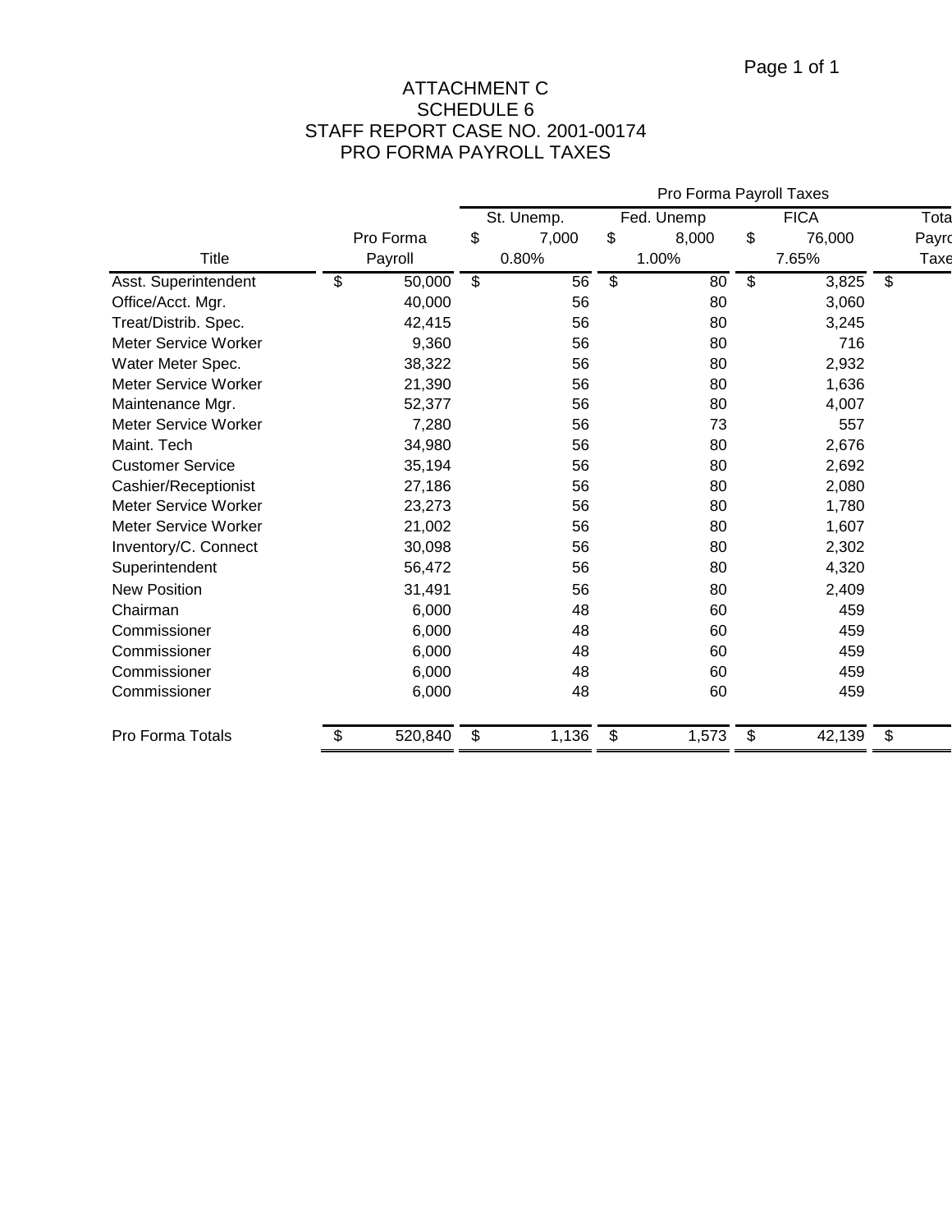# ATTACHMENT C
## SCHEDULE 6
## STAFF REPORT CASE NO. 2001-00174
## PRO FORMA PAYROLL TAXES

| Title | Pro Forma Payroll | Pro Forma Payroll Taxes | | | |
|---|---|---|---|---|---|
| | | St. Unemp. $ 7,000 0.80% | Fed. Unemp $ 8,000 1.00% | FICA $ 76,000 7.65% | Tota Payro Taxe |
| Asst. Superintendent | $ 50,000 | $ 56 | $ 80 | $ 3,825 | $ |
| Office/Acct. Mgr. | 40,000 | 56 | 80 | 3,060 | |
| Treat/Distrib. Spec. | 42,415 | 56 | 80 | 3,245 | |
| Meter Service Worker | 9,360 | 56 | 80 | 716 | |
| Water Meter Spec. | 38,322 | 56 | 80 | 2,932 | |
| Meter Service Worker | 21,390 | 56 | 80 | 1,636 | |
| Maintenance Mgr. | 52,377 | 56 | 80 | 4,007 | |
| Meter Service Worker | 7,280 | 56 | 73 | 557 | |
| Maint. Tech | 34,980 | 56 | 80 | 2,676 | |
| Customer Service | 35,194 | 56 | 80 | 2,692 | |
| Cashier/Receptionist | 27,186 | 56 | 80 | 2,080 | |
| Meter Service Worker | 23,273 | 56 | 80 | 1,780 | |
| Meter Service Worker | 21,002 | 56 | 80 | 1,607 | |
| Inventory/C. Connect | 30,098 | 56 | 80 | 2,302 | |
| Superintendent | 56,472 | 56 | 80 | 4,320 | |
| New Position | 31,491 | 56 | 80 | 2,409 | |
| Chairman | 6,000 | 48 | 60 | 459 | |
| Commissioner | 6,000 | 48 | 60 | 459 | |
| Commissioner | 6,000 | 48 | 60 | 459 | |
| Commissioner | 6,000 | 48 | 60 | 459 | |
| Commissioner | 6,000 | 48 | 60 | 459 | |
| Pro Forma Totals | $ 520,840 | $ 1,136 | $ 1,573 | $ 42,139 | $ |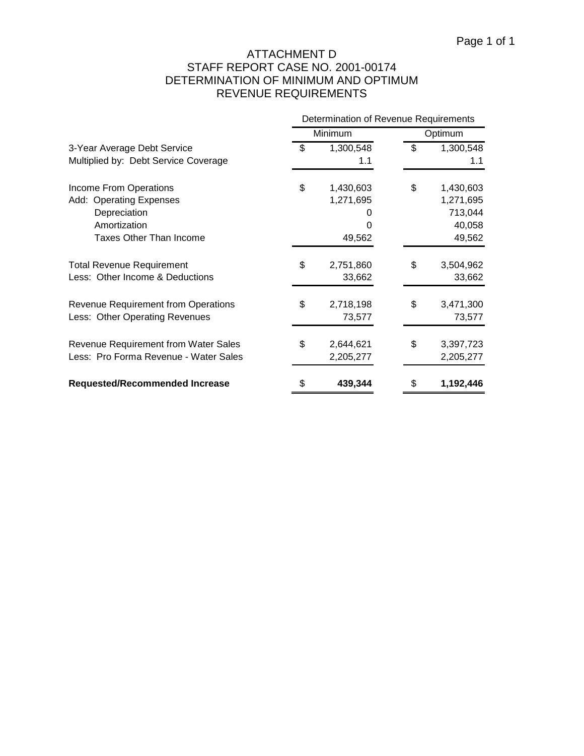# ATTACHMENT D
# STAFF REPORT CASE NO. 2001-00174
# DETERMINATION OF MINIMUM AND OPTIMUM REVENUE REQUIREMENTS

| | Determination of Revenue Requirements | |
|---|---|---|
| | Minimum | Optimum |
| 3-Year Average Debt Service | $ 1,300,548 | $ 1,300,548 |
| Multiplied by: Debt Service Coverage | 1.1 | 1.1 |
| Income From Operations | $ 1,430,603 | $ 1,430,603 |
| Add: Operating Expenses | 1,271,695 | 1,271,695 |
| Depreciation | 0 | 713,044 |
| Amortization | 0 | 40,058 |
| Taxes Other Than Income | 49,562 | 49,562 |
| Total Revenue Requirement | $ 2,751,860 | $ 3,504,962 |
| Less: Other Income & Deductions | 33,662 | 33,662 |
| Revenue Requirement from Operations | $ 2,718,198 | $ 3,471,300 |
| Less: Other Operating Revenues | 73,577 | 73,577 |
| Revenue Requirement from Water Sales | $ 2,644,621 | $ 3,397,723 |
| Less: Pro Forma Revenue - Water Sales | 2,205,277 | 2,205,277 |
| **Requested/Recommended Increase** | **$ 439,344** | **$ 1,192,446** |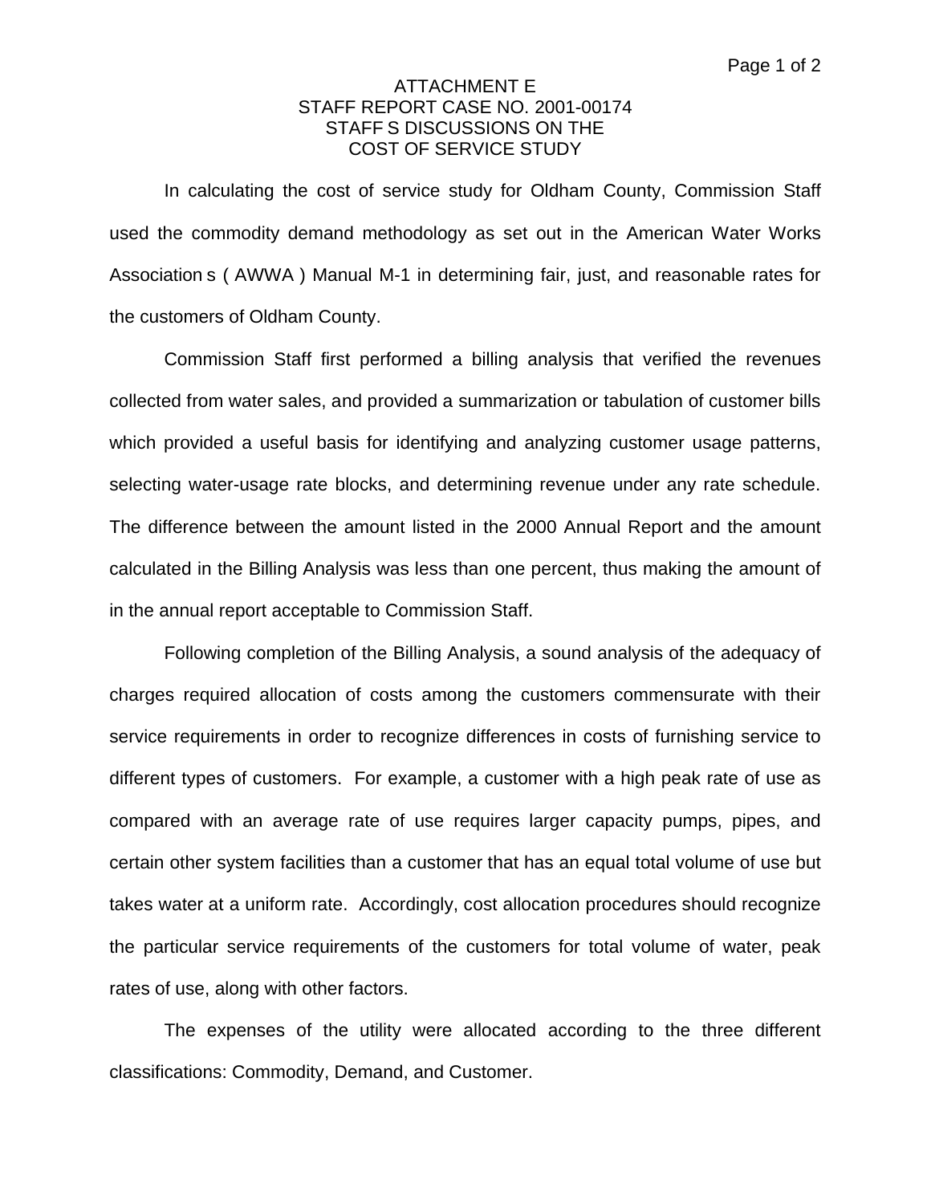# ATTACHMENT E
## STAFF REPORT CASE NO. 2001-00174
## STAFF S DISCUSSIONS ON THE
## COST OF SERVICE STUDY

In calculating the cost of service study for Oldham County, Commission Staff used the commodity demand methodology as set out in the American Water Works Association s ( AWWA ) Manual M-1 in determining fair, just, and reasonable rates for the customers of Oldham County.

Commission Staff first performed a billing analysis that verified the revenues collected from water sales, and provided a summarization or tabulation of customer bills which provided a useful basis for identifying and analyzing customer usage patterns, selecting water-usage rate blocks, and determining revenue under any rate schedule. The difference between the amount listed in the 2000 Annual Report and the amount calculated in the Billing Analysis was less than one percent, thus making the amount of in the annual report acceptable to Commission Staff.

Following completion of the Billing Analysis, a sound analysis of the adequacy of charges required allocation of costs among the customers commensurate with their service requirements in order to recognize differences in costs of furnishing service to different types of customers. For example, a customer with a high peak rate of use as compared with an average rate of use requires larger capacity pumps, pipes, and certain other system facilities than a customer that has an equal total volume of use but takes water at a uniform rate. Accordingly, cost allocation procedures should recognize the particular service requirements of the customers for total volume of water, peak rates of use, along with other factors.

The expenses of the utility were allocated according to the three different classifications: Commodity, Demand, and Customer.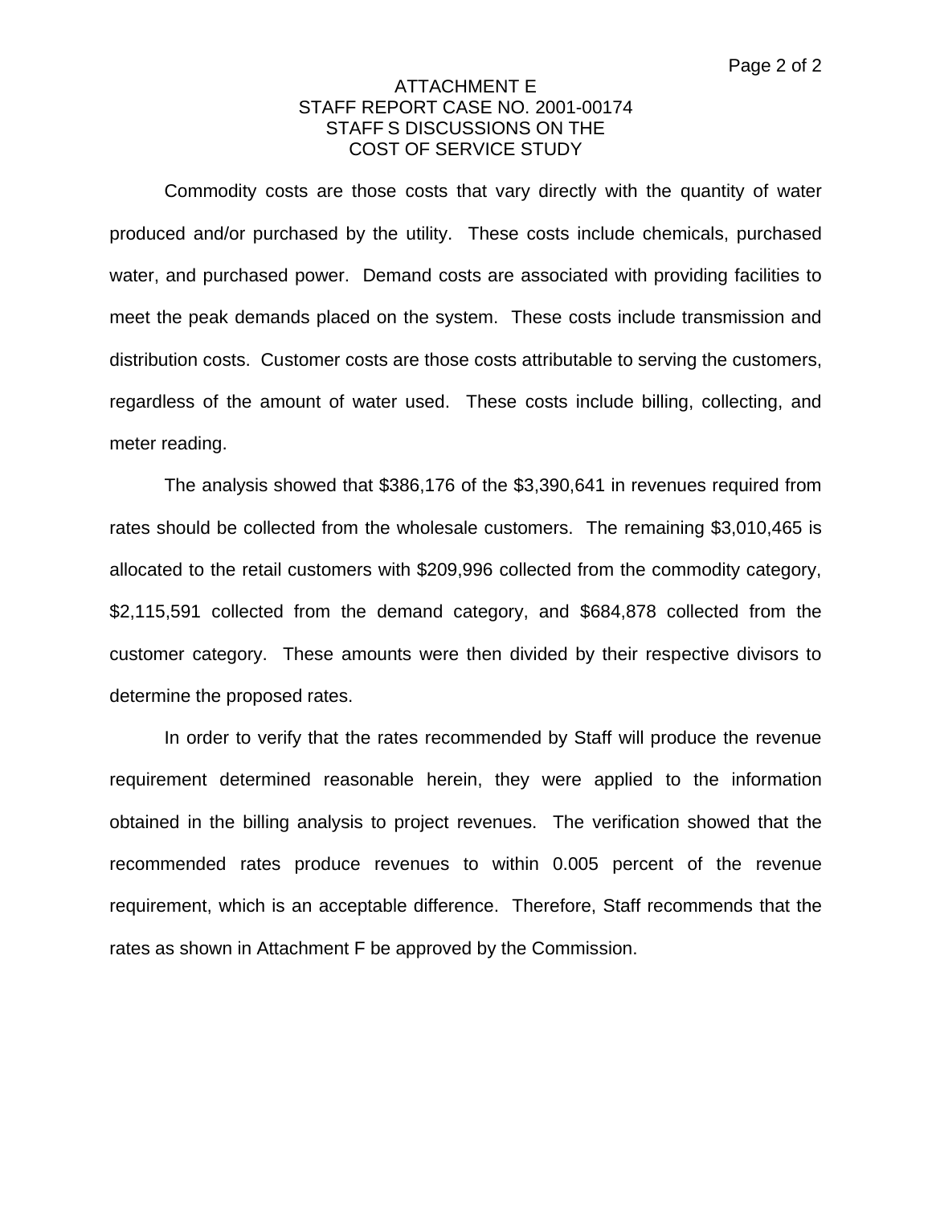ATTACHMENT E
STAFF REPORT CASE NO. 2001-00174
STAFF S DISCUSSIONS ON THE
COST OF SERVICE STUDY

Commodity costs are those costs that vary directly with the quantity of water produced and/or purchased by the utility. These costs include chemicals, purchased water, and purchased power. Demand costs are associated with providing facilities to meet the peak demands placed on the system. These costs include transmission and distribution costs. Customer costs are those costs attributable to serving the customers, regardless of the amount of water used. These costs include billing, collecting, and meter reading.

The analysis showed that $386,176 of the $3,390,641 in revenues required from rates should be collected from the wholesale customers. The remaining $3,010,465 is allocated to the retail customers with $209,996 collected from the commodity category, $2,115,591 collected from the demand category, and $684,878 collected from the customer category. These amounts were then divided by their respective divisors to determine the proposed rates.

In order to verify that the rates recommended by Staff will produce the revenue requirement determined reasonable herein, they were applied to the information obtained in the billing analysis to project revenues. The verification showed that the recommended rates produce revenues to within 0.005 percent of the revenue requirement, which is an acceptable difference. Therefore, Staff recommends that the rates as shown in Attachment F be approved by the Commission.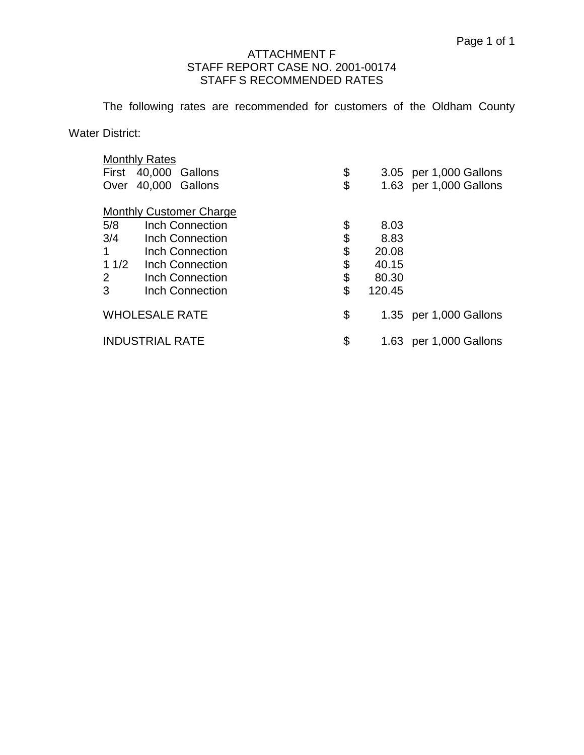# ATTACHMENT F
## STAFF REPORT CASE NO. 2001-00174
## STAFF S RECOMMENDED RATES

The following rates are recommended for customers of the Oldham County Water District:

| | | |
|---|---|---|
| <u>Monthly Rates</u> | | |
| First 40,000 Gallons | $ 3.05 | per 1,000 Gallons |
| Over 40,000 Gallons | $ 1.63 | per 1,000 Gallons |
| | | |
| <u>Monthly Customer Charge</u> | | |
| 5/8 Inch Connection | $ 8.03 | |
| 3/4 Inch Connection | $ 8.83 | |
| 1 Inch Connection | $ 20.08 | |
| 1 1/2 Inch Connection | $ 40.15 | |
| 2 Inch Connection | $ 80.30 | |
| 3 Inch Connection | $ 120.45 | |
| | | |
| WHOLESALE RATE | $ 1.35 | per 1,000 Gallons |
| | | |
| INDUSTRIAL RATE | $ 1.63 | per 1,000 Gallons |